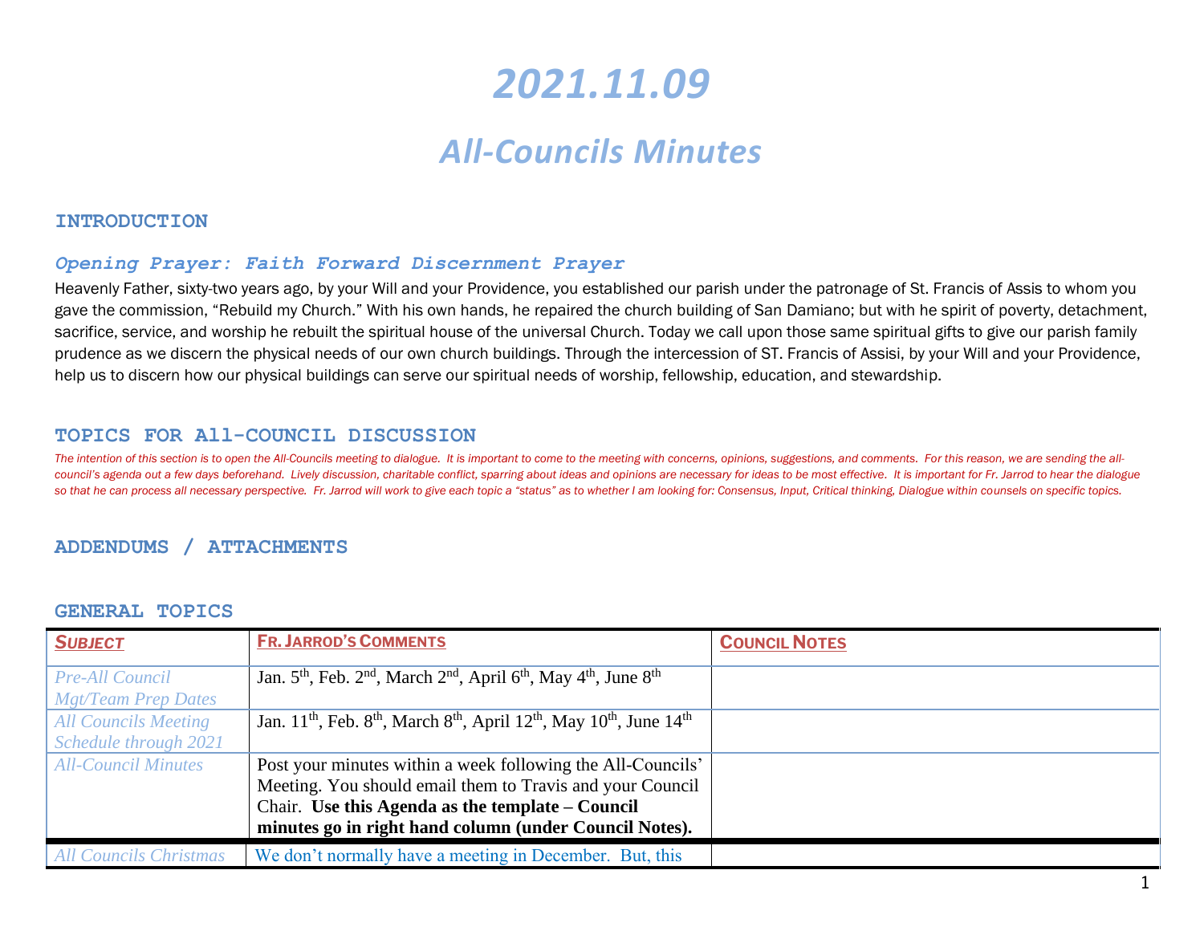# 2021.11.09

# All-Councils Minutes

## INTRODUCTION

### *Opening Prayer: Faith Forward Discernment Prayer*

Heavenly Father, sixty-two years ago, by your Will and your Providence, you established our parish under the patronage of St. Francis of Assis to whom you gave the commission, "Rebuild my Church." With his own hands, he repaired the church building of San Damiano; but with he spirit of poverty, detachment, sacrifice, service, and worship he rebuilt the spiritual house of the universal Church. Today we call upon those same spiritual gifts to give our parish family prudence as we discern the physical needs of our own church buildings. Through the intercession of ST. Francis of Assisi, by your Will and your Providence, help us to discern how our physical buildings can serve our spiritual needs of worship, fellowship, education, and stewardship.

## TOPICS FOR All-COUNCIL DISCUSSION

*The intention of this section is to open the All-Councils meeting to dialogue. It is important to come to the meeting with concerns, opinions, suggestions, and comments. For this reason, we are sending the all-council's agenda out a few days beforehand. Lively discussion, charitable conflict, sparring about ideas and opinions are necessary for ideas to be most effective. It is important for Fr. Jarrod to hear the dialogue so that he can process all necessary perspective. Fr. Jarrod will work to give each topic a "status" as to whether I am looking for: Consensus, Input, Critical thinking, Dialogue within counsels on specific topics.*

## ADDENDUMS / ATTACHMENTS

## GENERAL TOPICS

| *SUBJECT* | FR. JARROD'S COMMENTS | COUNCIL NOTES |
| --- | --- | --- |
| *Pre-All Council Mgt/Team Prep Dates* | Jan. 5th, Feb. 2nd, March 2nd, April 6th, May 4th, June 8th | |
| *All Councils Meeting Schedule through 2021* | Jan. 11th, Feb. 8th, March 8th, April 12th, May 10th, June 14th | |
| *All-Council Minutes* | Post your minutes within a week following the All-Councils' Meeting. You should email them to Travis and your Council Chair. **Use this Agenda as the template – Council minutes go in right hand column (under Council Notes).** | |
| *All Councils Christmas* | We don't normally have a meeting in December. But, this | |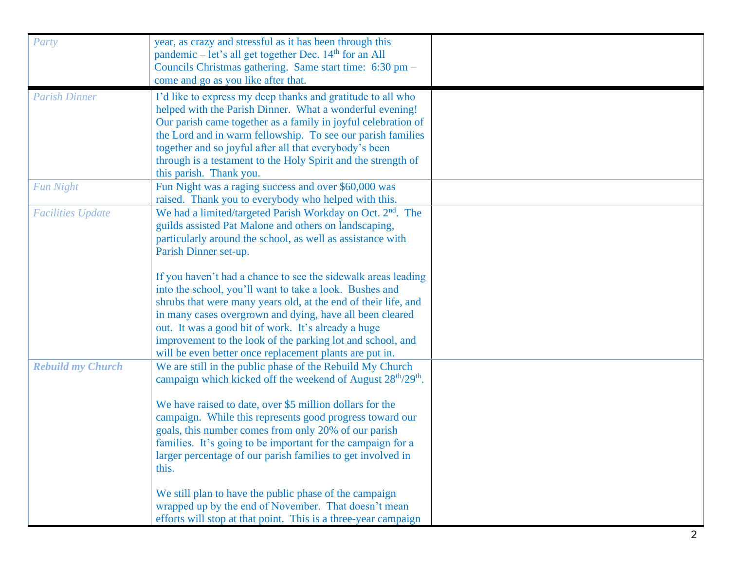| | | |
|---|---|---|
| *Party* | year, as crazy and stressful as it has been through this pandemic – let's all get together Dec. 14th for an All Councils Christmas gathering. Same start time: 6:30 pm – come and go as you like after that. | |
| *Parish Dinner* | I'd like to express my deep thanks and gratitude to all who helped with the Parish Dinner. What a wonderful evening! Our parish came together as a family in joyful celebration of the Lord and in warm fellowship. To see our parish families together and so joyful after all that everybody's been through is a testament to the Holy Spirit and the strength of this parish. Thank you. | |
| *Fun Night* | Fun Night was a raging success and over $60,000 was raised. Thank you to everybody who helped with this. | |
| *Facilities Update* | We had a limited/targeted Parish Workday on Oct. 2nd. The guilds assisted Pat Malone and others on landscaping, particularly around the school, as well as assistance with Parish Dinner set-up.<br><br>If you haven't had a chance to see the sidewalk areas leading into the school, you'll want to take a look. Bushes and shrubs that were many years old, at the end of their life, and in many cases overgrown and dying, have all been cleared out. It was a good bit of work. It's already a huge improvement to the look of the parking lot and school, and will be even better once replacement plants are put in. | |
| ***Rebuild my Church*** | We are still in the public phase of the Rebuild My Church campaign which kicked off the weekend of August 28th/29th.<br><br>We have raised to date, over $5 million dollars for the campaign. While this represents good progress toward our goals, this number comes from only 20% of our parish families. It's going to be important for the campaign for a larger percentage of our parish families to get involved in this.<br><br>We still plan to have the public phase of the campaign wrapped up by the end of November. That doesn't mean efforts will stop at that point. This is a three-year campaign | |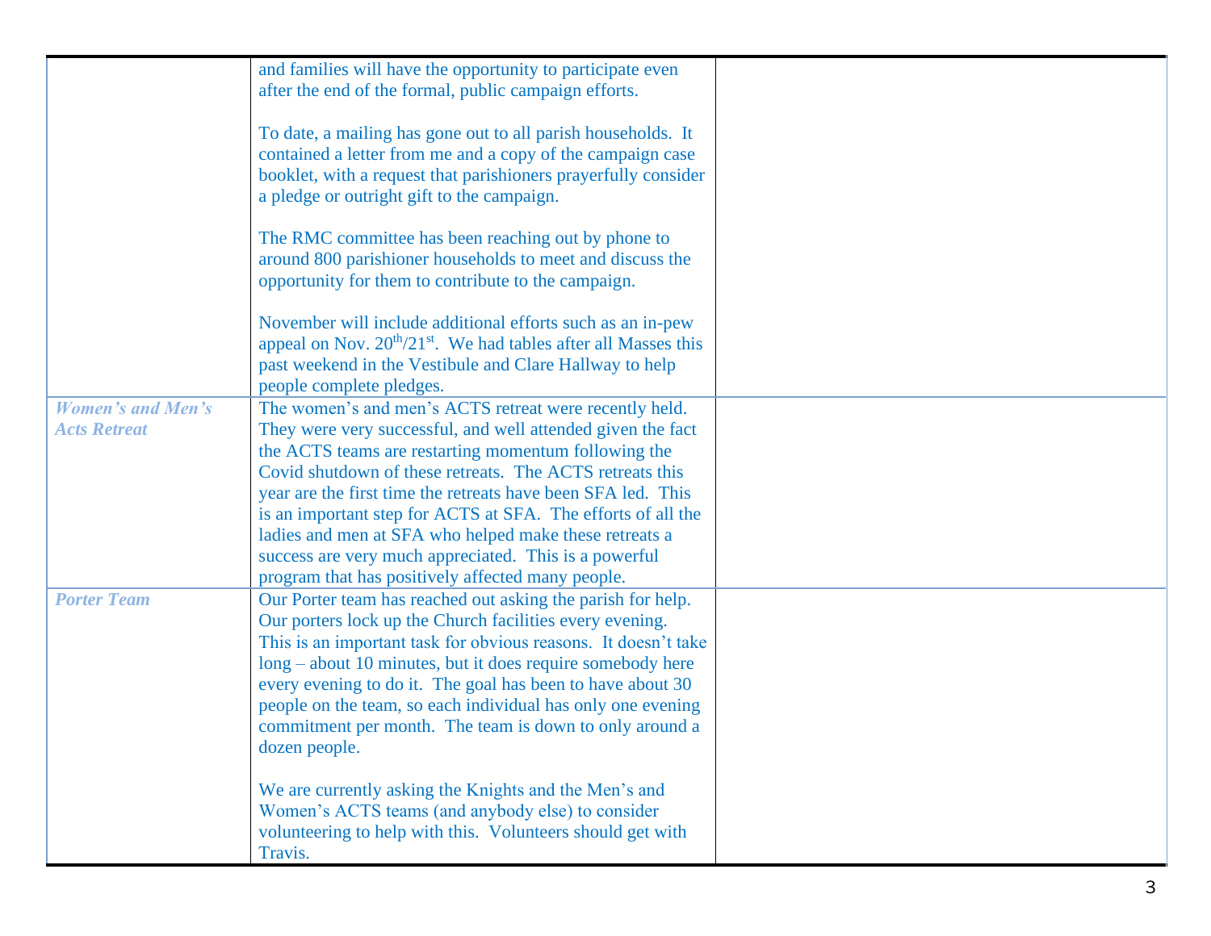| | | |
|---|---|---|
| | and families will have the opportunity to participate even after the end of the formal, public campaign efforts.<br><br>To date, a mailing has gone out to all parish households. It contained a letter from me and a copy of the campaign case booklet, with a request that parishioners prayerfully consider a pledge or outright gift to the campaign.<br><br>The RMC committee has been reaching out by phone to around 800 parishioner households to meet and discuss the opportunity for them to contribute to the campaign.<br><br>November will include additional efforts such as an in-pew appeal on Nov. 20th/21st. We had tables after all Masses this past weekend in the Vestibule and Clare Hallway to help people complete pledges. | |
| ***Women's and Men's Acts Retreat*** | The women's and men's ACTS retreat were recently held. They were very successful, and well attended given the fact the ACTS teams are restarting momentum following the Covid shutdown of these retreats. The ACTS retreats this year are the first time the retreats have been SFA led. This is an important step for ACTS at SFA. The efforts of all the ladies and men at SFA who helped make these retreats a success are very much appreciated. This is a powerful program that has positively affected many people. | |
| ***Porter Team*** | Our Porter team has reached out asking the parish for help. Our porters lock up the Church facilities every evening. This is an important task for obvious reasons. It doesn't take long – about 10 minutes, but it does require somebody here every evening to do it. The goal has been to have about 30 people on the team, so each individual has only one evening commitment per month. The team is down to only around a dozen people.<br><br>We are currently asking the Knights and the Men's and Women's ACTS teams (and anybody else) to consider volunteering to help with this. Volunteers should get with Travis. | |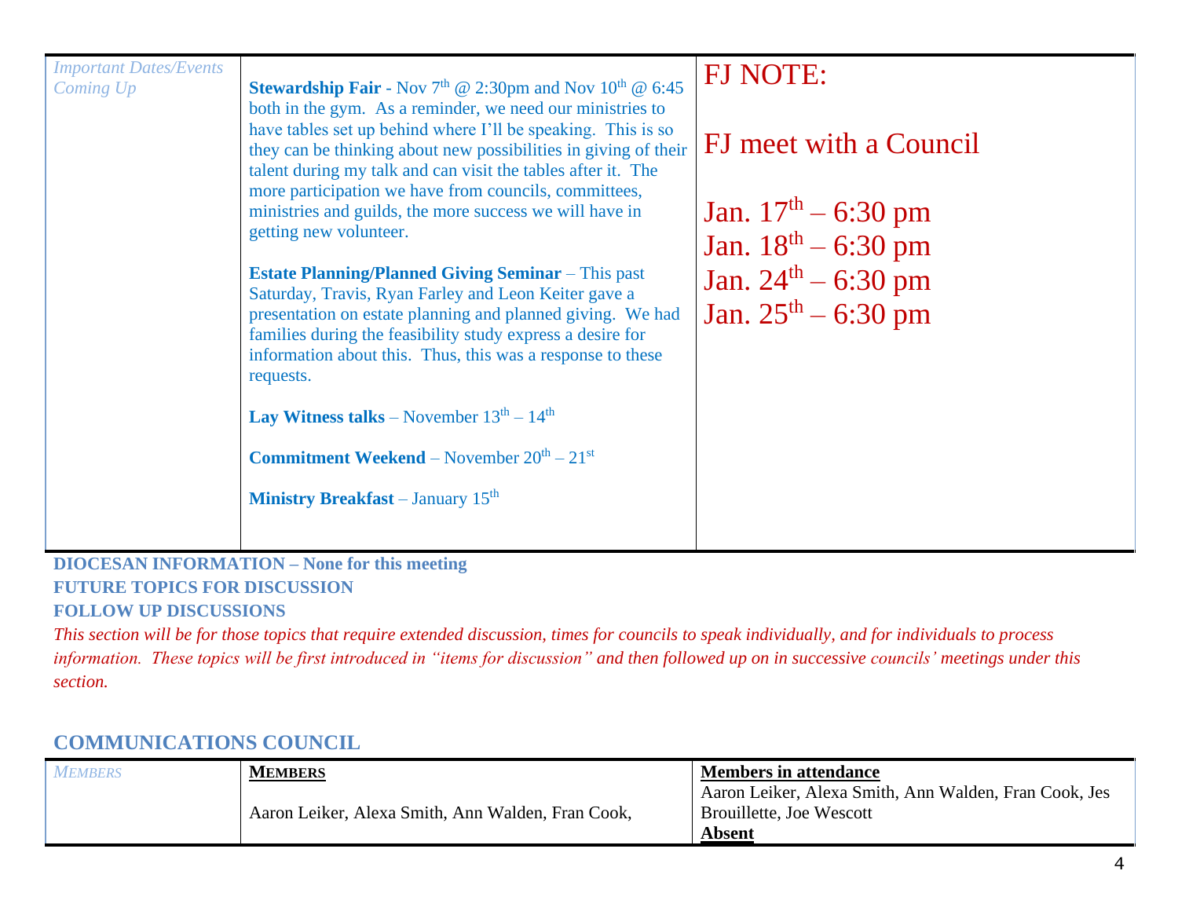| | | |
|---|---|---|
| *Important Dates/Events Coming Up* | **Stewardship Fair** - Nov 7th @ 2:30pm and Nov 10th @ 6:45 both in the gym. As a reminder, we need our ministries to have tables set up behind where I'll be speaking. This is so they can be thinking about new possibilities in giving of their talent during my talk and can visit the tables after it. The more participation we have from councils, committees, ministries and guilds, the more success we will have in getting new volunteer.<br><br>**Estate Planning/Planned Giving Seminar** – This past Saturday, Travis, Ryan Farley and Leon Keiter gave a presentation on estate planning and planned giving. We had families during the feasibility study express a desire for information about this. Thus, this was a response to these requests.<br><br>**Lay Witness talks** – November 13th – 14th<br><br>**Commitment Weekend** – November 20th – 21st<br><br>**Ministry Breakfast** – January 15th | FJ NOTE:<br><br>FJ meet with a Council<br><br>Jan. 17th – 6:30 pm<br>Jan. 18th – 6:30 pm<br>Jan. 24th – 6:30 pm<br>Jan. 25th – 6:30 pm |

**DIOCESAN INFORMATION – None for this meeting**

**FUTURE TOPICS FOR DISCUSSION**

**FOLLOW UP DISCUSSIONS**

*This section will be for those topics that require extended discussion, times for councils to speak individually, and for individuals to process information. These topics will be first introduced in "items for discussion" and then followed up on in successive councils' meetings under this section.*

## COMMUNICATIONS COUNCIL

| *MEMBERS* | **MEMBERS** | **Members in attendance** |
|---|---|---|
| | Aaron Leiker, Alexa Smith, Ann Walden, Fran Cook, | Aaron Leiker, Alexa Smith, Ann Walden, Fran Cook, Jes Brouillette, Joe Wescott<br>**Absent** |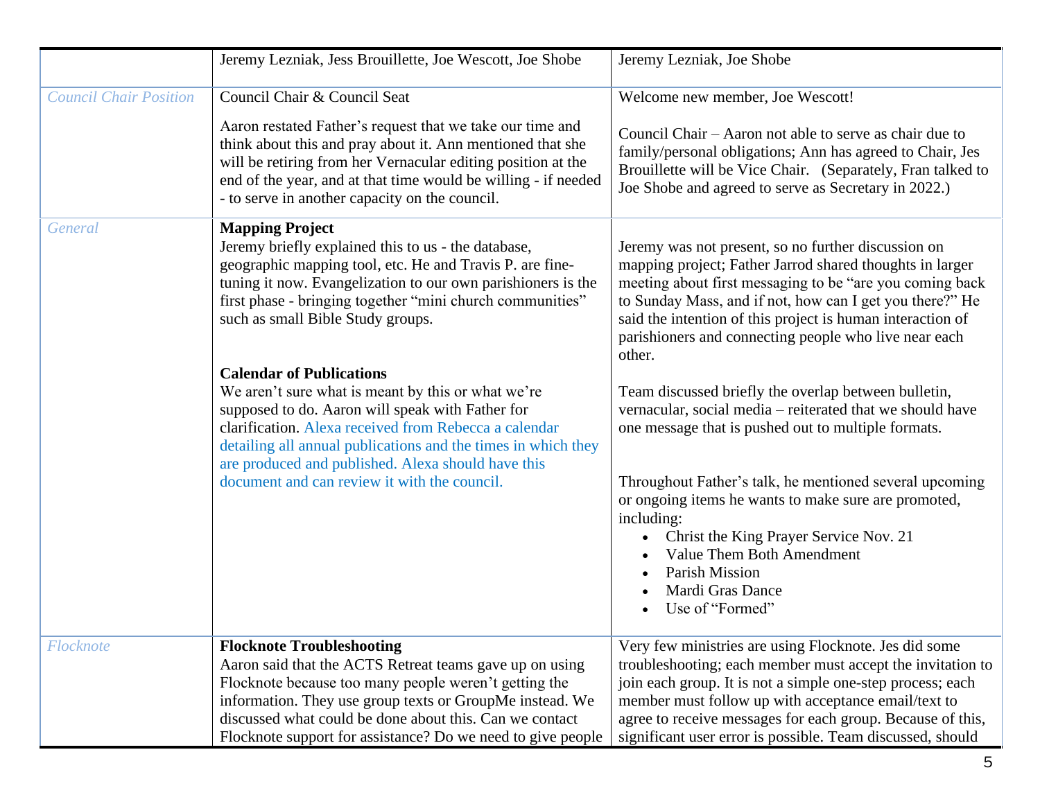| | | |
|---|---|---|
| | Jeremy Lezniak, Jess Brouillette, Joe Wescott, Joe Shobe | Jeremy Lezniak, Joe Shobe |
| *Council Chair Position* | Council Chair & Council Seat<br><br>Aaron restated Father's request that we take our time and think about this and pray about it. Ann mentioned that she will be retiring from her Vernacular editing position at the end of the year, and at that time would be willing - if needed - to serve in another capacity on the council. | Welcome new member, Joe Wescott!<br><br>Council Chair – Aaron not able to serve as chair due to family/personal obligations; Ann has agreed to Chair, Jes Brouillette will be Vice Chair. (Separately, Fran talked to Joe Shobe and agreed to serve as Secretary in 2022.) |
| *General* | **Mapping Project**<br>Jeremy briefly explained this to us - the database, geographic mapping tool, etc. He and Travis P. are fine-tuning it now. Evangelization to our own parishioners is the first phase - bringing together "mini church communities" such as small Bible Study groups.<br><br>**Calendar of Publications**<br>We aren't sure what is meant by this or what we're supposed to do. Aaron will speak with Father for clarification. Alexa received from Rebecca a calendar detailing all annual publications and the times in which they are produced and published. Alexa should have this document and can review it with the council. | Jeremy was not present, so no further discussion on mapping project; Father Jarrod shared thoughts in larger meeting about first messaging to be "are you coming back to Sunday Mass, and if not, how can I get you there?" He said the intention of this project is human interaction of parishioners and connecting people who live near each other.<br><br>Team discussed briefly the overlap between bulletin, vernacular, social media – reiterated that we should have one message that is pushed out to multiple formats.<br><br>Throughout Father's talk, he mentioned several upcoming or ongoing items he wants to make sure are promoted, including:<br>• Christ the King Prayer Service Nov. 21<br>• Value Them Both Amendment<br>• Parish Mission<br>• Mardi Gras Dance<br>• Use of "Formed" |
| *Flocknote* | **Flocknote Troubleshooting**<br>Aaron said that the ACTS Retreat teams gave up on using Flocknote because too many people weren't getting the information. They use group texts or GroupMe instead. We discussed what could be done about this. Can we contact Flocknote support for assistance? Do we need to give people | Very few ministries are using Flocknote. Jes did some troubleshooting; each member must accept the invitation to join each group. It is not a simple one-step process; each member must follow up with acceptance email/text to agree to receive messages for each group. Because of this, significant user error is possible. Team discussed, should |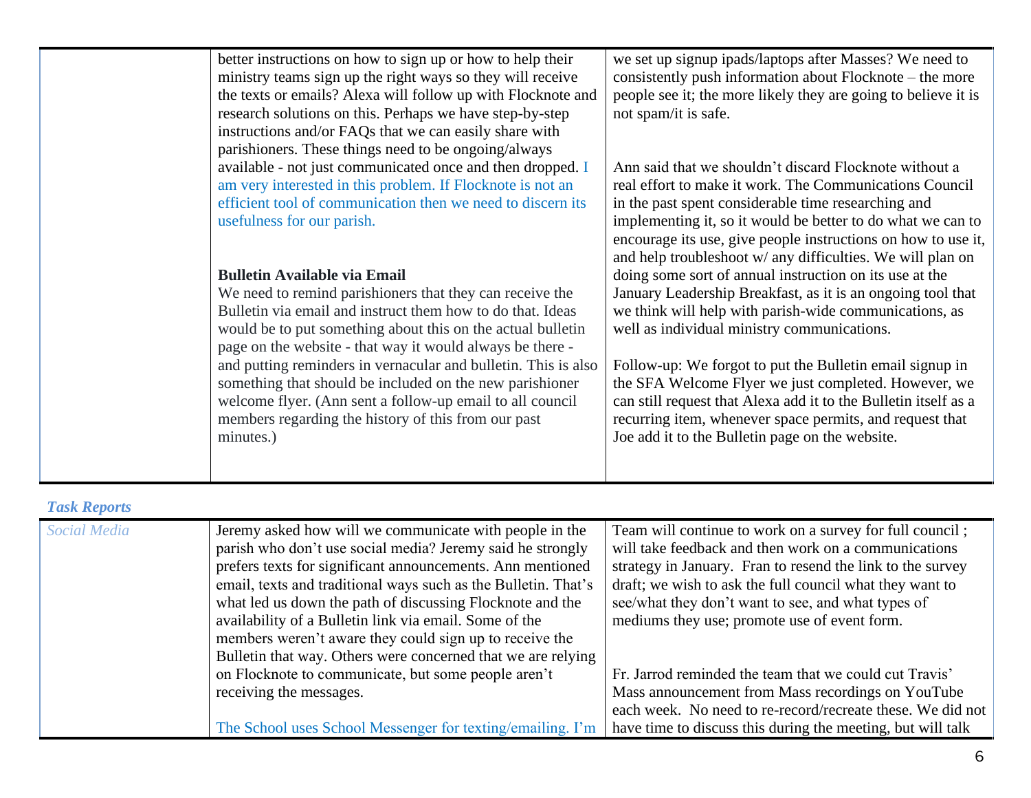| | | |
|---|---|---|
| | better instructions on how to sign up or how to help their ministry teams sign up the right ways so they will receive the texts or emails? Alexa will follow up with Flocknote and research solutions on this. Perhaps we have step-by-step instructions and/or FAQs that we can easily share with parishioners. These things need to be ongoing/always available - not just communicated once and then dropped. I am very interested in this problem. If Flocknote is not an efficient tool of communication then we need to discern its usefulness for our parish.<br><br>**Bulletin Available via Email**<br>We need to remind parishioners that they can receive the Bulletin via email and instruct them how to do that. Ideas would be to put something about this on the actual bulletin page on the website - that way it would always be there - and putting reminders in vernacular and bulletin. This is also something that should be included on the new parishioner welcome flyer. (Ann sent a follow-up email to all council members regarding the history of this from our past minutes.) | we set up signup ipads/laptops after Masses? We need to consistently push information about Flocknote – the more people see it; the more likely they are going to believe it is not spam/it is safe.<br><br>Ann said that we shouldn't discard Flocknote without a real effort to make it work. The Communications Council in the past spent considerable time researching and implementing it, so it would be better to do what we can to encourage its use, give people instructions on how to use it, and help troubleshoot w/ any difficulties. We will plan on doing some sort of annual instruction on its use at the January Leadership Breakfast, as it is an ongoing tool that we think will help with parish-wide communications, as well as individual ministry communications.<br><br>Follow-up: We forgot to put the Bulletin email signup in the SFA Welcome Flyer we just completed. However, we can still request that Alexa add it to the Bulletin itself as a recurring item, whenever space permits, and request that Joe add it to the Bulletin page on the website. |

***Task Reports***

| | | |
|---|---|---|
| *Social Media* | Jeremy asked how will we communicate with people in the parish who don't use social media? Jeremy said he strongly prefers texts for significant announcements. Ann mentioned email, texts and traditional ways such as the Bulletin. That's what led us down the path of discussing Flocknote and the availability of a Bulletin link via email. Some of the members weren't aware they could sign up to receive the Bulletin that way. Others were concerned that we are relying on Flocknote to communicate, but some people aren't receiving the messages.<br><br>The School uses School Messenger for texting/emailing. I'm | Team will continue to work on a survey for full council ; will take feedback and then work on a communications strategy in January. Fran to resend the link to the survey draft; we wish to ask the full council what they want to see/what they don't want to see, and what types of mediums they use; promote use of event form.<br><br>Fr. Jarrod reminded the team that we could cut Travis' Mass announcement from Mass recordings on YouTube each week. No need to re-record/recreate these. We did not have time to discuss this during the meeting, but will talk |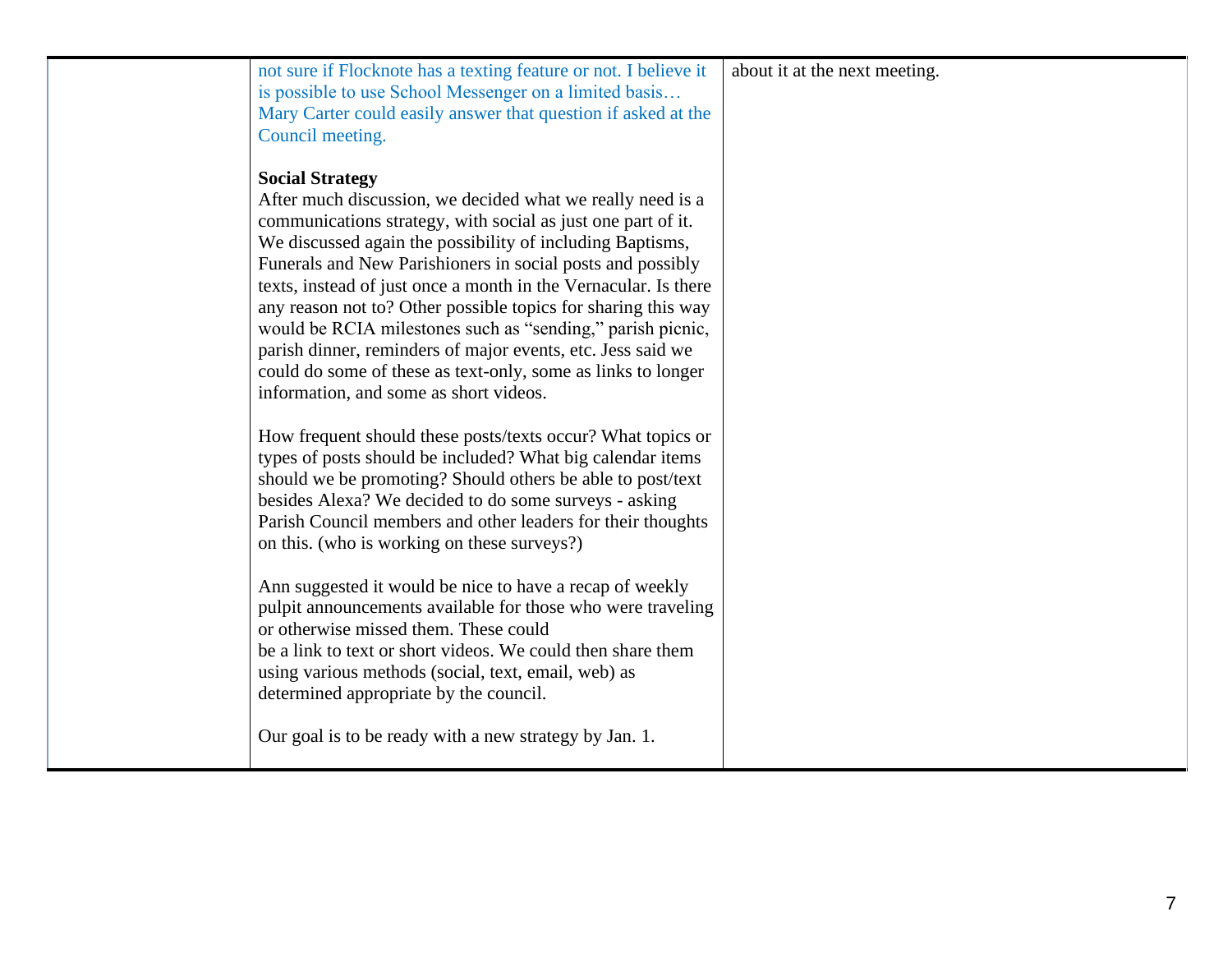| | | |
|---|---|---|
| | not sure if Flocknote has a texting feature or not. I believe it is possible to use School Messenger on a limited basis… Mary Carter could easily answer that question if asked at the Council meeting.<br><br>**Social Strategy**<br>After much discussion, we decided what we really need is a communications strategy, with social as just one part of it. We discussed again the possibility of including Baptisms, Funerals and New Parishioners in social posts and possibly texts, instead of just once a month in the Vernacular. Is there any reason not to? Other possible topics for sharing this way would be RCIA milestones such as "sending," parish picnic, parish dinner, reminders of major events, etc. Jess said we could do some of these as text-only, some as links to longer information, and some as short videos.<br><br>How frequent should these posts/texts occur? What topics or types of posts should be included? What big calendar items should we be promoting? Should others be able to post/text besides Alexa? We decided to do some surveys - asking Parish Council members and other leaders for their thoughts on this. (who is working on these surveys?)<br><br>Ann suggested it would be nice to have a recap of weekly pulpit announcements available for those who were traveling or otherwise missed them. These could be a link to text or short videos. We could then share them using various methods (social, text, email, web) as determined appropriate by the council.<br><br>Our goal is to be ready with a new strategy by Jan. 1. | about it at the next meeting. |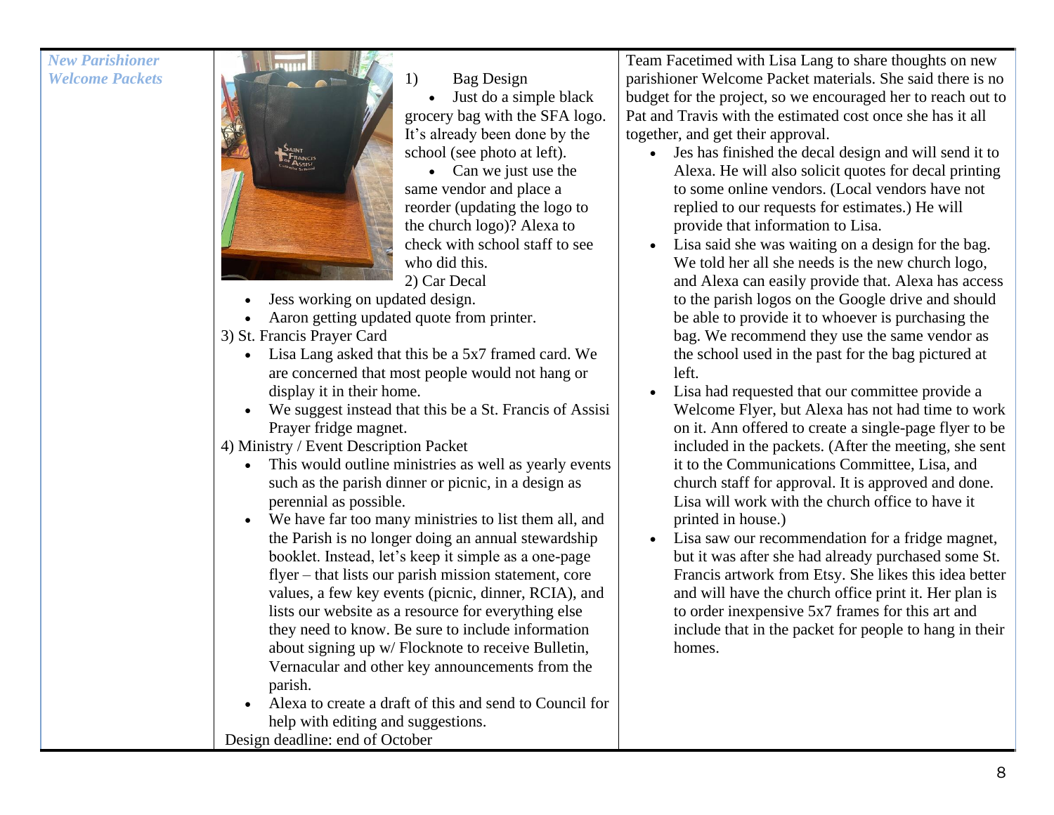| | | |
|---|---|---|
| ***New Parishioner Welcome Packets*** | 1) Bag Design<br>• Just do a simple black grocery bag with the SFA logo. It's already been done by the school (see photo at left).<br>• Can we just use the same vendor and place a reorder (updating the logo to the church logo)? Alexa to check with school staff to see who did this.<br>2) Car Decal<br>• Jess working on updated design.<br>• Aaron getting updated quote from printer.<br>3) St. Francis Prayer Card<br>• Lisa Lang asked that this be a 5x7 framed card. We are concerned that most people would not hang or display it in their home.<br>• We suggest instead that this be a St. Francis of Assisi Prayer fridge magnet.<br>4) Ministry / Event Description Packet<br>• This would outline ministries as well as yearly events such as the parish dinner or picnic, in a design as perennial as possible.<br>• We have far too many ministries to list them all, and the Parish is no longer doing an annual stewardship booklet. Instead, let's keep it simple as a one-page flyer – that lists our parish mission statement, core values, a few key events (picnic, dinner, RCIA), and lists our website as a resource for everything else they need to know. Be sure to include information about signing up w/ Flocknote to receive Bulletin, Vernacular and other key announcements from the parish.<br>• Alexa to create a draft of this and send to Council for help with editing and suggestions.<br>Design deadline: end of October | Team Facetimed with Lisa Lang to share thoughts on new parishioner Welcome Packet materials. She said there is no budget for the project, so we encouraged her to reach out to Pat and Travis with the estimated cost once she has it all together, and get their approval.<br>• Jes has finished the decal design and will send it to Alexa. He will also solicit quotes for decal printing to some online vendors. (Local vendors have not replied to our requests for estimates.) He will provide that information to Lisa.<br>• Lisa said she was waiting on a design for the bag. We told her all she needs is the new church logo, and Alexa can easily provide that. Alexa has access to the parish logos on the Google drive and should be able to provide it to whoever is purchasing the bag. We recommend they use the same vendor as the school used in the past for the bag pictured at left.<br>• Lisa had requested that our committee provide a Welcome Flyer, but Alexa has not had time to work on it. Ann offered to create a single-page flyer to be included in the packets. (After the meeting, she sent it to the Communications Committee, Lisa, and church staff for approval. It is approved and done. Lisa will work with the church office to have it printed in house.)<br>• Lisa saw our recommendation for a fridge magnet, but it was after she had already purchased some St. Francis artwork from Etsy. She likes this idea better and will have the church office print it. Her plan is to order inexpensive 5x7 frames for this art and include that in the packet for people to hang in their homes. |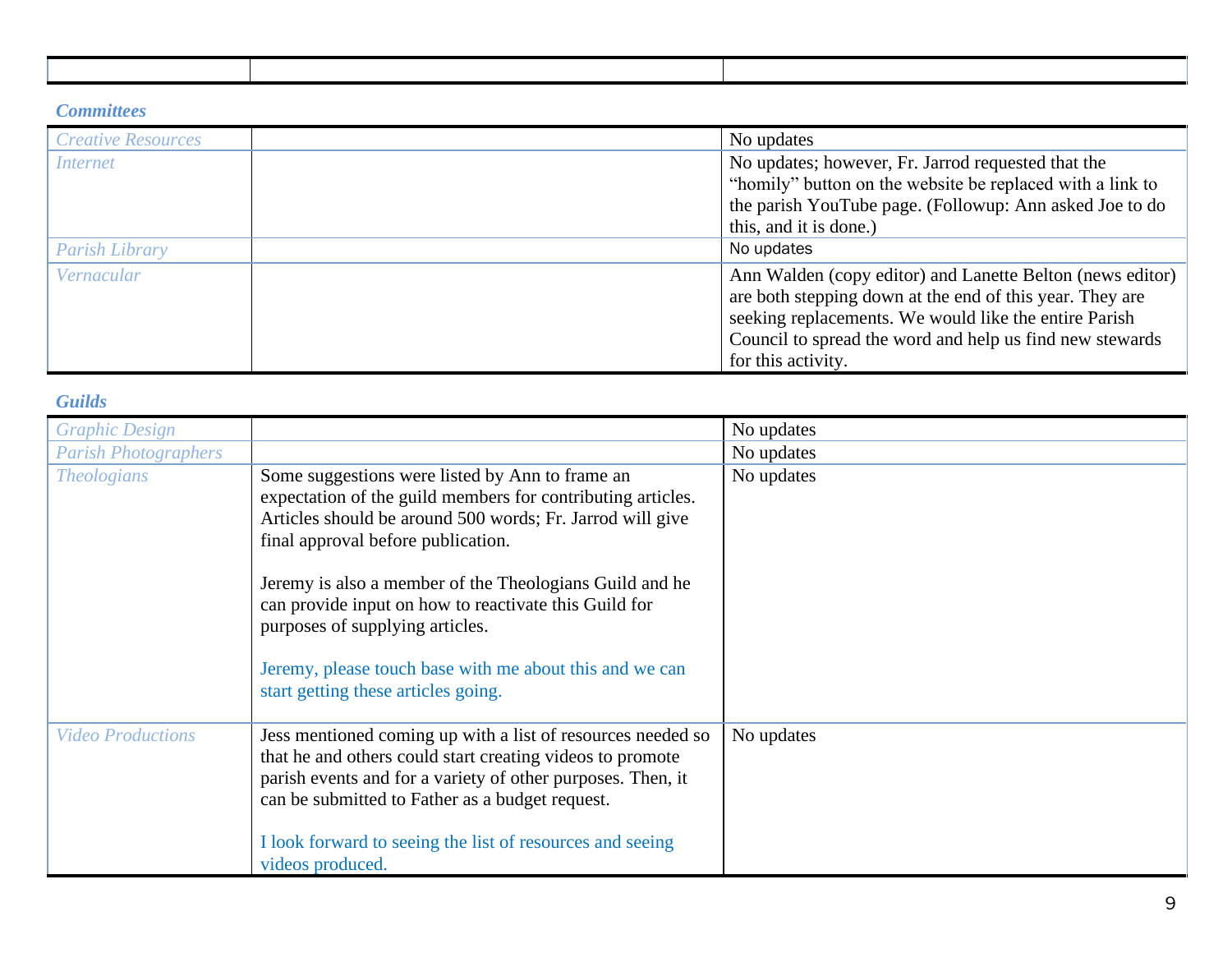| | | |
|---|---|---|
| | | |

*Committees*

| | | |
|---|---|---|
| Creative Resources | | No updates |
| Internet | | No updates; however, Fr. Jarrod requested that the “homily” button on the website be replaced with a link to the parish YouTube page. (Followup: Ann asked Joe to do this, and it is done.) |
| Parish Library | | No updates |
| Vernacular | | Ann Walden (copy editor) and Lanette Belton (news editor) are both stepping down at the end of this year. They are seeking replacements. We would like the entire Parish Council to spread the word and help us find new stewards for this activity. |

*Guilds*

| | | |
|---|---|---|
| Graphic Design | | No updates |
| Parish Photographers | | No updates |
| Theologians | Some suggestions were listed by Ann to frame an expectation of the guild members for contributing articles. Articles should be around 500 words; Fr. Jarrod will give final approval before publication.<br><br>Jeremy is also a member of the Theologians Guild and he can provide input on how to reactivate this Guild for purposes of supplying articles.<br><br>Jeremy, please touch base with me about this and we can start getting these articles going. | No updates |
| Video Productions | Jess mentioned coming up with a list of resources needed so that he and others could start creating videos to promote parish events and for a variety of other purposes. Then, it can be submitted to Father as a budget request.<br><br>I look forward to seeing the list of resources and seeing videos produced. | No updates |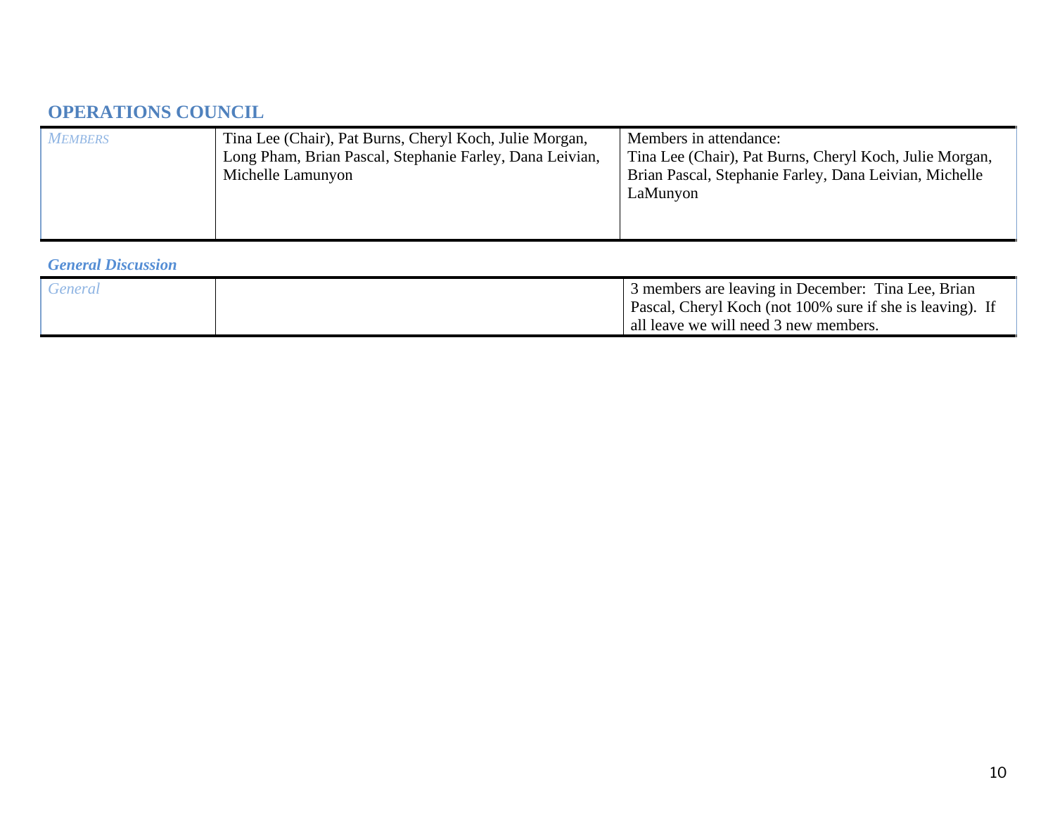## OPERATIONS COUNCIL

| | | |
|---|---|---|
| *MEMBERS* | Tina Lee (Chair), Pat Burns, Cheryl Koch, Julie Morgan, Long Pham, Brian Pascal, Stephanie Farley, Dana Leivian, Michelle Lamunyon | Members in attendance:<br>Tina Lee (Chair), Pat Burns, Cheryl Koch, Julie Morgan, Brian Pascal, Stephanie Farley, Dana Leivian, Michelle LaMunyon |

### *General Discussion*

| | | |
|---|---|---|
| *General* | | 3 members are leaving in December: Tina Lee, Brian Pascal, Cheryl Koch (not 100% sure if she is leaving). If all leave we will need 3 new members. |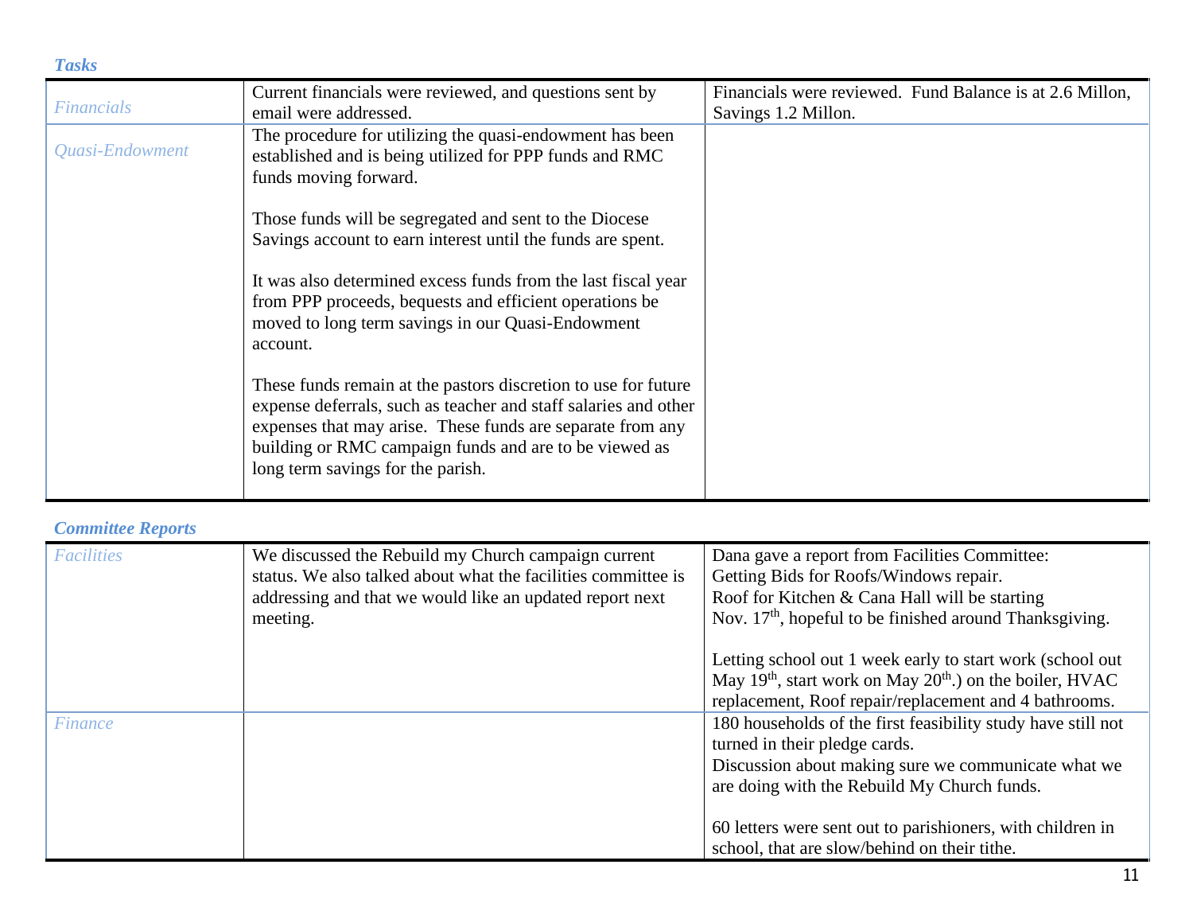### *Tasks*

| | | |
|---|---|---|
| *Financials* | Current financials were reviewed, and questions sent by email were addressed. | Financials were reviewed. Fund Balance is at 2.6 Millon, Savings 1.2 Millon. |
| *Quasi-Endowment* | The procedure for utilizing the quasi-endowment has been established and is being utilized for PPP funds and RMC funds moving forward.<br><br>Those funds will be segregated and sent to the Diocese Savings account to earn interest until the funds are spent.<br><br>It was also determined excess funds from the last fiscal year from PPP proceeds, bequests and efficient operations be moved to long term savings in our Quasi-Endowment account.<br><br>These funds remain at the pastors discretion to use for future expense deferrals, such as teacher and staff salaries and other expenses that may arise. These funds are separate from any building or RMC campaign funds and are to be viewed as long term savings for the parish. | |

### *Committee Reports*

| | | |
|---|---|---|
| *Facilities* | We discussed the Rebuild my Church campaign current status. We also talked about what the facilities committee is addressing and that we would like an updated report next meeting. | Dana gave a report from Facilities Committee:<br>Getting Bids for Roofs/Windows repair.<br>Roof for Kitchen & Cana Hall will be starting Nov. 17th, hopeful to be finished around Thanksgiving.<br><br>Letting school out 1 week early to start work (school out May 19th, start work on May 20th.) on the boiler, HVAC replacement, Roof repair/replacement and 4 bathrooms. |
| *Finance* | | 180 households of the first feasibility study have still not turned in their pledge cards.<br>Discussion about making sure we communicate what we are doing with the Rebuild My Church funds.<br><br>60 letters were sent out to parishioners, with children in school, that are slow/behind on their tithe. |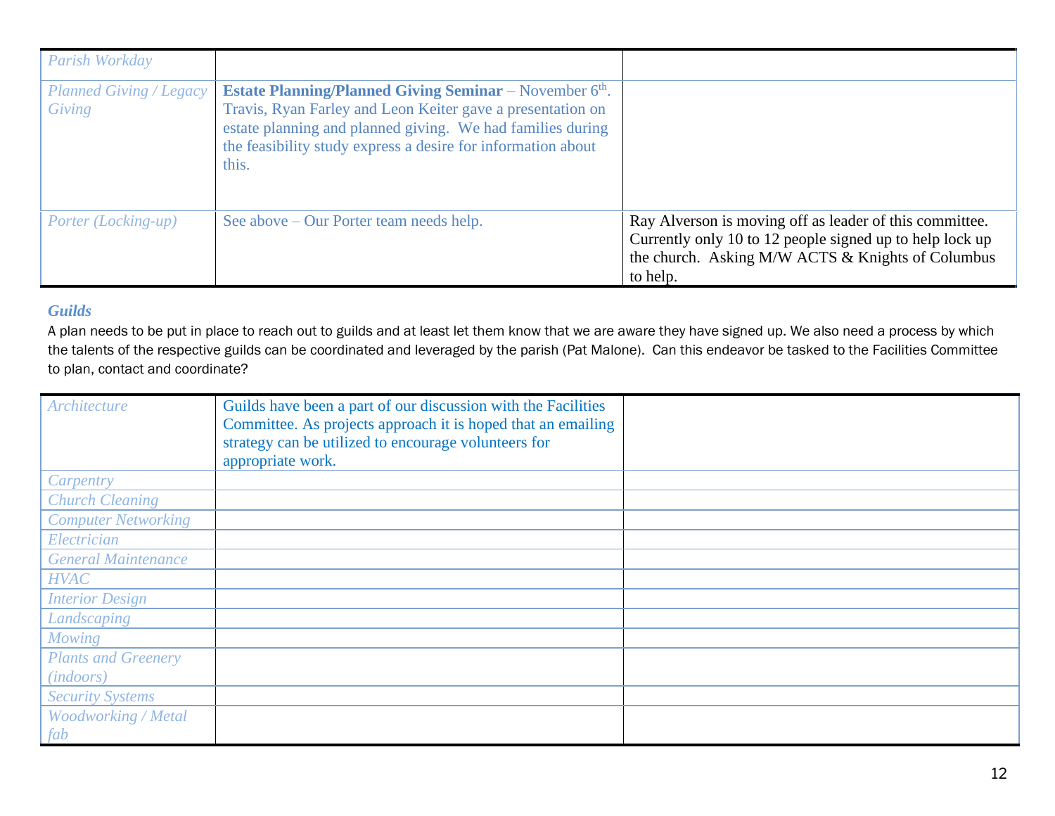| | | |
|---|---|---|
| *Parish Workday* | | |
| *Planned Giving / Legacy Giving* | **Estate Planning/Planned Giving Seminar** – November 6th. Travis, Ryan Farley and Leon Keiter gave a presentation on estate planning and planned giving. We had families during the feasibility study express a desire for information about this. | |
| *Porter (Locking-up)* | See above – Our Porter team needs help. | Ray Alverson is moving off as leader of this committee. Currently only 10 to 12 people signed up to help lock up the church. Asking M/W ACTS & Knights of Columbus to help. |

***Guilds***

A plan needs to be put in place to reach out to guilds and at least let them know that we are aware they have signed up. We also need a process by which the talents of the respective guilds can be coordinated and leveraged by the parish (Pat Malone). Can this endeavor be tasked to the Facilities Committee to plan, contact and coordinate?

| | | |
|---|---|---|
| *Architecture* | Guilds have been a part of our discussion with the Facilities Committee. As projects approach it is hoped that an emailing strategy can be utilized to encourage volunteers for appropriate work. | |
| *Carpentry* | | |
| *Church Cleaning* | | |
| *Computer Networking* | | |
| *Electrician* | | |
| *General Maintenance* | | |
| *HVAC* | | |
| *Interior Design* | | |
| *Landscaping* | | |
| *Mowing* | | |
| *Plants and Greenery (indoors)* | | |
| *Security Systems* | | |
| *Woodworking / Metal fab* | | |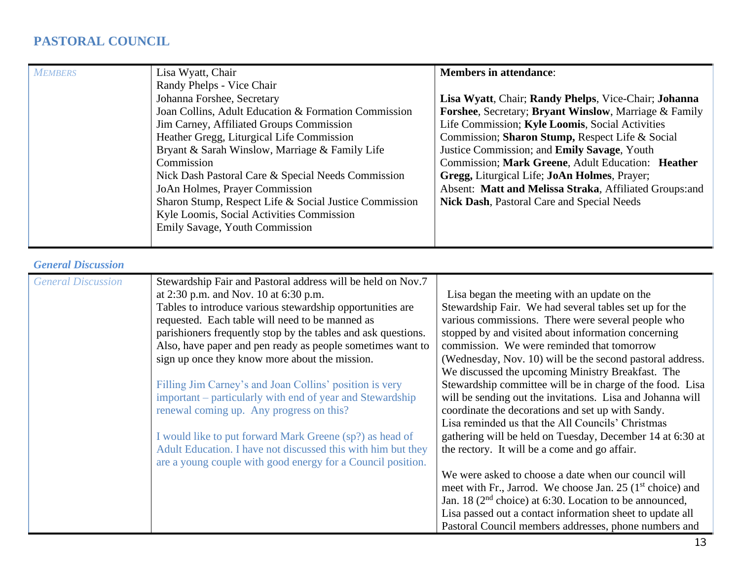## PASTORAL COUNCIL

| | | |
|---|---|---|
| *MEMBERS* | Lisa Wyatt, Chair<br>Randy Phelps - Vice Chair<br>Johanna Forshee, Secretary<br>Joan Collins, Adult Education & Formation Commission<br>Jim Carney, Affiliated Groups Commission<br>Heather Gregg, Liturgical Life Commission<br>Bryant & Sarah Winslow, Marriage & Family Life Commission<br>Nick Dash Pastoral Care & Special Needs Commission<br>JoAn Holmes, Prayer Commission<br>Sharon Stump, Respect Life & Social Justice Commission<br>Kyle Loomis, Social Activities Commission<br>Emily Savage, Youth Commission | **Members in attendance**:<br><br>**Lisa Wyatt**, Chair; **Randy Phelps**, Vice-Chair; **Johanna Forshee**, Secretary; **Bryant Winslow**, Marriage & Family Life Commission; **Kyle Loomis**, Social Activities Commission; **Sharon Stump,** Respect Life & Social Justice Commission; and **Emily Savage**, Youth Commission; **Mark Greene**, Adult Education: **Heather Gregg,** Liturgical Life; **JoAn Holmes**, Prayer;<br>Absent: **Matt and Melissa Straka**, Affiliated Groups:and **Nick Dash**, Pastoral Care and Special Needs |

### *General Discussion*

| | | |
|---|---|---|
| *General Discussion* | Stewardship Fair and Pastoral address will be held on Nov.7 at 2:30 p.m. and Nov. 10 at 6:30 p.m.<br>Tables to introduce various stewardship opportunities are requested. Each table will need to be manned as parishioners frequently stop by the tables and ask questions. Also, have paper and pen ready as people sometimes want to sign up once they know more about the mission.<br><br>Filling Jim Carney's and Joan Collins' position is very important – particularly with end of year and Stewardship renewal coming up. Any progress on this?<br><br>I would like to put forward Mark Greene (sp?) as head of Adult Education. I have not discussed this with him but they are a young couple with good energy for a Council position. | Lisa began the meeting with an update on the Stewardship Fair. We had several tables set up for the various commissions. There were several people who stopped by and visited about information concerning commission. We were reminded that tomorrow (Wednesday, Nov. 10) will be the second pastoral address. We discussed the upcoming Ministry Breakfast. The Stewardship committee will be in charge of the food. Lisa will be sending out the invitations. Lisa and Johanna will coordinate the decorations and set up with Sandy.<br>Lisa reminded us that the All Councils' Christmas gathering will be held on Tuesday, December 14 at 6:30 at the rectory. It will be a come and go affair.<br><br>We were asked to choose a date when our council will meet with Fr., Jarrod. We choose Jan. 25 (1st choice) and Jan. 18 (2nd choice) at 6:30. Location to be announced, Lisa passed out a contact information sheet to update all Pastoral Council members addresses, phone numbers and |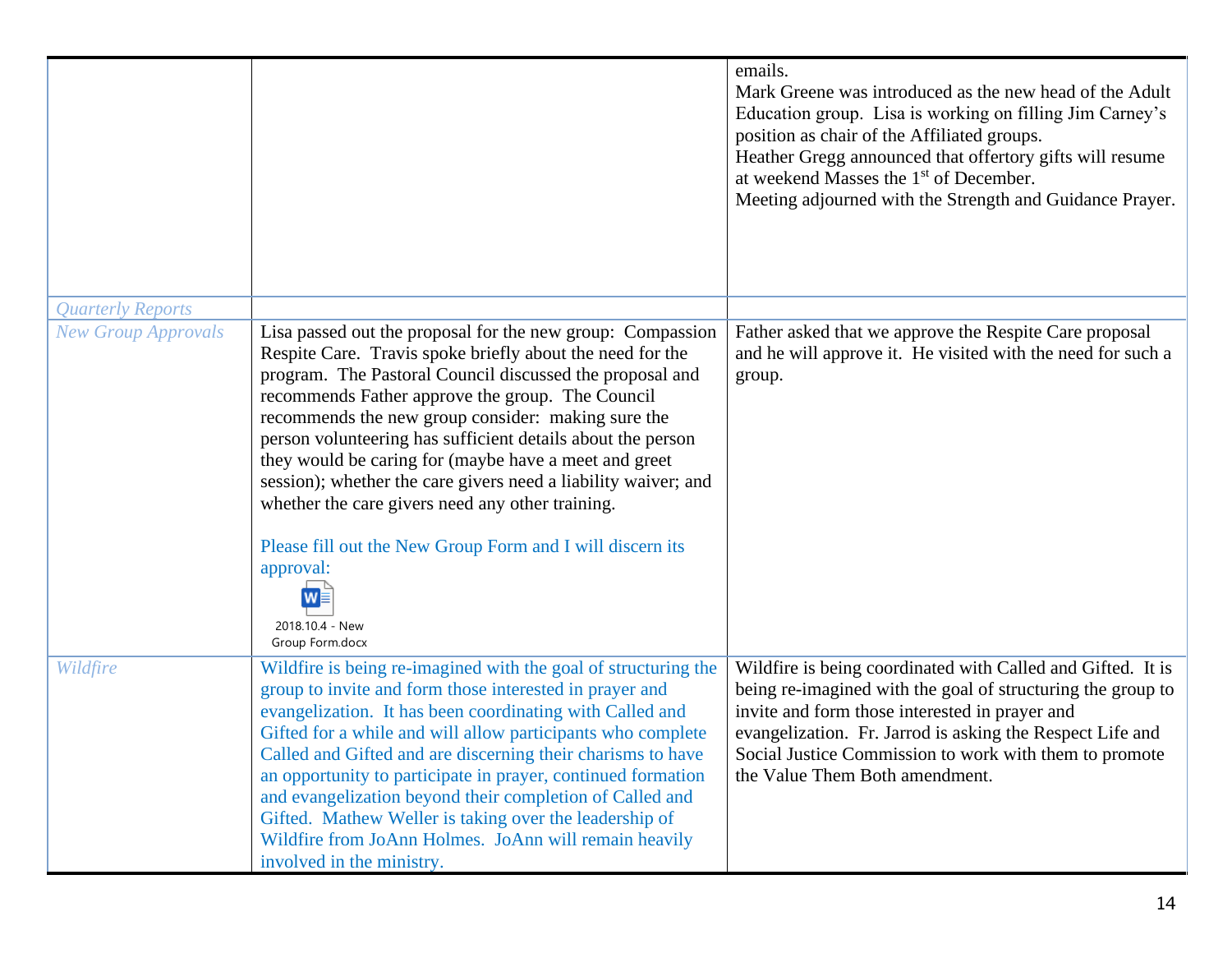| | | |
|---|---|---|
| | | emails.<br>Mark Greene was introduced as the new head of the Adult Education group. Lisa is working on filling Jim Carney's position as chair of the Affiliated groups.<br>Heather Gregg announced that offertory gifts will resume at weekend Masses the 1st of December.<br>Meeting adjourned with the Strength and Guidance Prayer. |
| *Quarterly Reports* | | |
| *New Group Approvals* | Lisa passed out the proposal for the new group: Compassion Respite Care. Travis spoke briefly about the need for the program. The Pastoral Council discussed the proposal and recommends Father approve the group. The Council recommends the new group consider: making sure the person volunteering has sufficient details about the person they would be caring for (maybe have a meet and greet session); whether the care givers need a liability waiver; and whether the care givers need any other training.<br><br>Please fill out the New Group Form and I will discern its approval:<br>2018.10.4 - New Group Form.docx | Father asked that we approve the Respite Care proposal and he will approve it. He visited with the need for such a group. |
| *Wildfire* | Wildfire is being re-imagined with the goal of structuring the group to invite and form those interested in prayer and evangelization. It has been coordinating with Called and Gifted for a while and will allow participants who complete Called and Gifted and are discerning their charisms to have an opportunity to participate in prayer, continued formation and evangelization beyond their completion of Called and Gifted. Mathew Weller is taking over the leadership of Wildfire from JoAnn Holmes. JoAnn will remain heavily involved in the ministry. | Wildfire is being coordinated with Called and Gifted. It is being re-imagined with the goal of structuring the group to invite and form those interested in prayer and evangelization. Fr. Jarrod is asking the Respect Life and Social Justice Commission to work with them to promote the Value Them Both amendment. |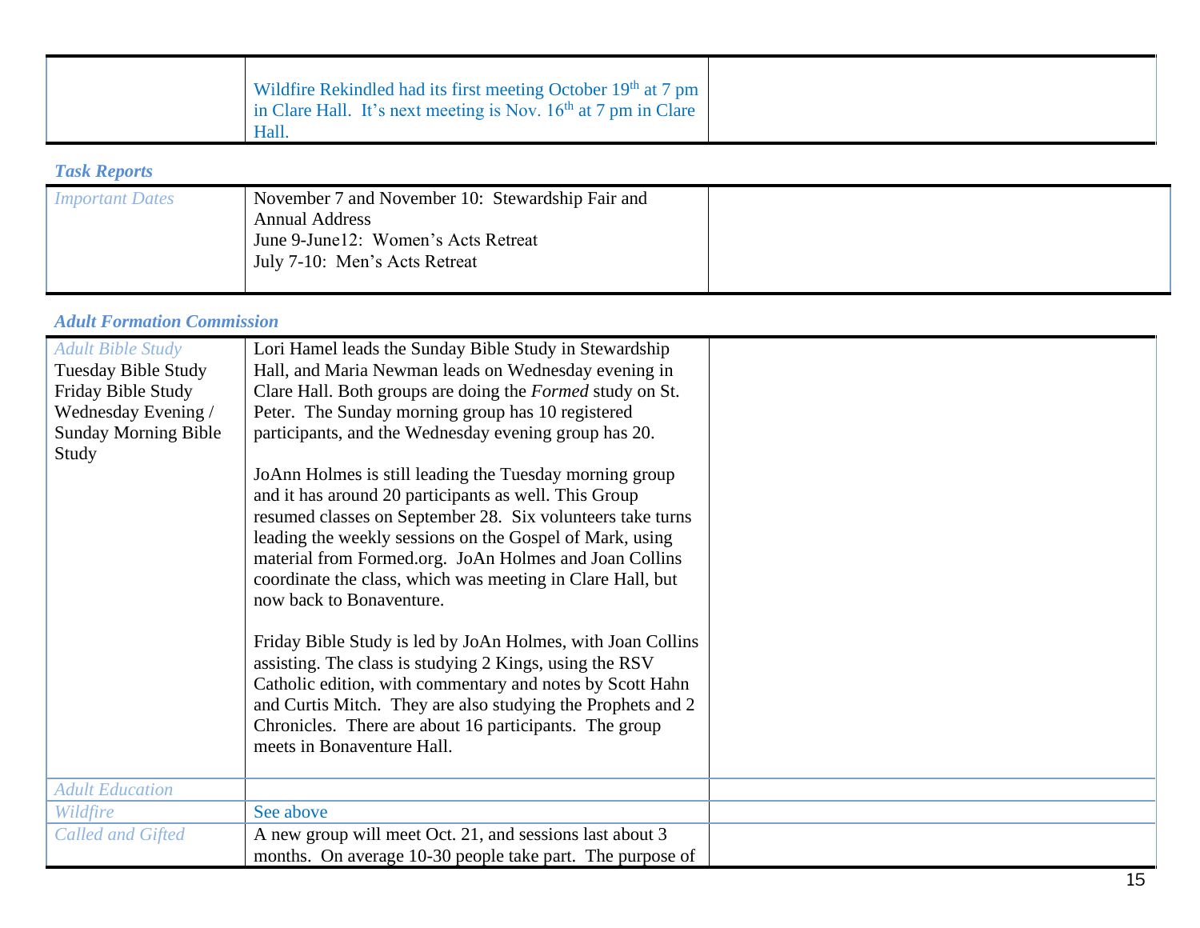| | | |
|---|---|---|
| | Wildfire Rekindled had its first meeting October 19th at 7 pm in Clare Hall. It's next meeting is Nov. 16th at 7 pm in Clare Hall. | |

### *Task Reports*

| | | |
|---|---|---|
| *Important Dates* | November 7 and November 10: Stewardship Fair and Annual Address<br>June 9-June12: Women's Acts Retreat<br>July 7-10: Men's Acts Retreat | |

### *Adult Formation Commission*

| | | |
|---|---|---|
| *Adult Bible Study*<br>Tuesday Bible Study<br>Friday Bible Study<br>Wednesday Evening / Sunday Morning Bible Study | Lori Hamel leads the Sunday Bible Study in Stewardship Hall, and Maria Newman leads on Wednesday evening in Clare Hall. Both groups are doing the *Formed* study on St. Peter. The Sunday morning group has 10 registered participants, and the Wednesday evening group has 20.<br><br>JoAnn Holmes is still leading the Tuesday morning group and it has around 20 participants as well. This Group resumed classes on September 28. Six volunteers take turns leading the weekly sessions on the Gospel of Mark, using material from Formed.org. JoAn Holmes and Joan Collins coordinate the class, which was meeting in Clare Hall, but now back to Bonaventure.<br><br>Friday Bible Study is led by JoAn Holmes, with Joan Collins assisting. The class is studying 2 Kings, using the RSV Catholic edition, with commentary and notes by Scott Hahn and Curtis Mitch. They are also studying the Prophets and 2 Chronicles. There are about 16 participants. The group meets in Bonaventure Hall. | |
| *Adult Education* | | |
| *Wildfire* | See above | |
| *Called and Gifted* | A new group will meet Oct. 21, and sessions last about 3 months. On average 10-30 people take part. The purpose of | |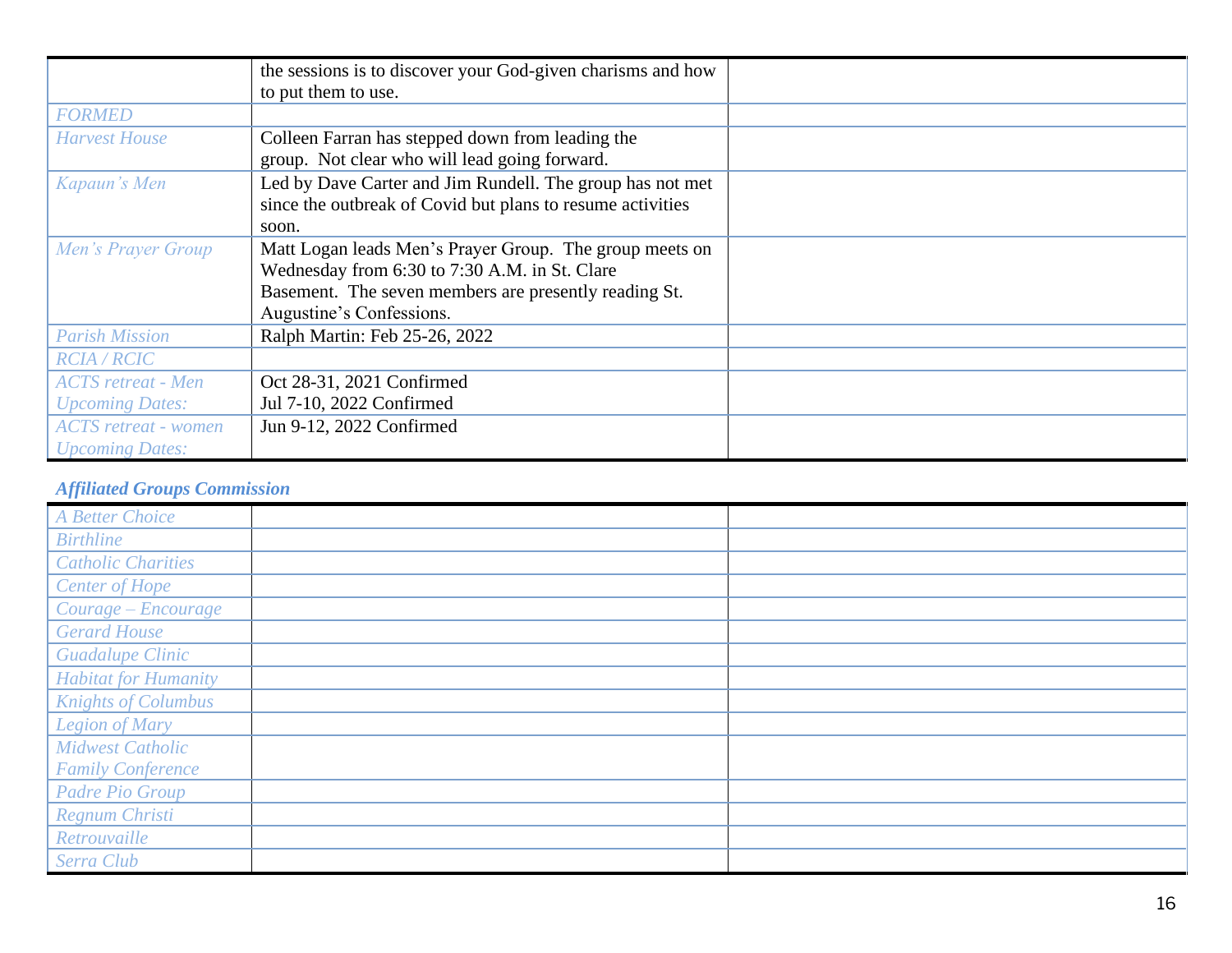| | | |
|---|---|---|
| | the sessions is to discover your God-given charisms and how to put them to use. | |
| *FORMED* | | |
| *Harvest House* | Colleen Farran has stepped down from leading the group. Not clear who will lead going forward. | |
| *Kapaun's Men* | Led by Dave Carter and Jim Rundell. The group has not met since the outbreak of Covid but plans to resume activities soon. | |
| *Men's Prayer Group* | Matt Logan leads Men's Prayer Group. The group meets on Wednesday from 6:30 to 7:30 A.M. in St. Clare Basement. The seven members are presently reading St. Augustine's Confessions. | |
| *Parish Mission* | Ralph Martin: Feb 25-26, 2022 | |
| *RCIA / RCIC* | | |
| *ACTS retreat - Men Upcoming Dates:* | Oct 28-31, 2021 Confirmed<br>Jul 7-10, 2022 Confirmed | |
| *ACTS retreat - women Upcoming Dates:* | Jun 9-12, 2022 Confirmed | |

### *Affiliated Groups Commission*

| | | |
|---|---|---|
| *A Better Choice* | | |
| *Birthline* | | |
| *Catholic Charities* | | |
| *Center of Hope* | | |
| *Courage – Encourage* | | |
| *Gerard House* | | |
| *Guadalupe Clinic* | | |
| *Habitat for Humanity* | | |
| *Knights of Columbus* | | |
| *Legion of Mary* | | |
| *Midwest Catholic Family Conference* | | |
| *Padre Pio Group* | | |
| *Regnum Christi* | | |
| *Retrouvaille* | | |
| *Serra Club* | | |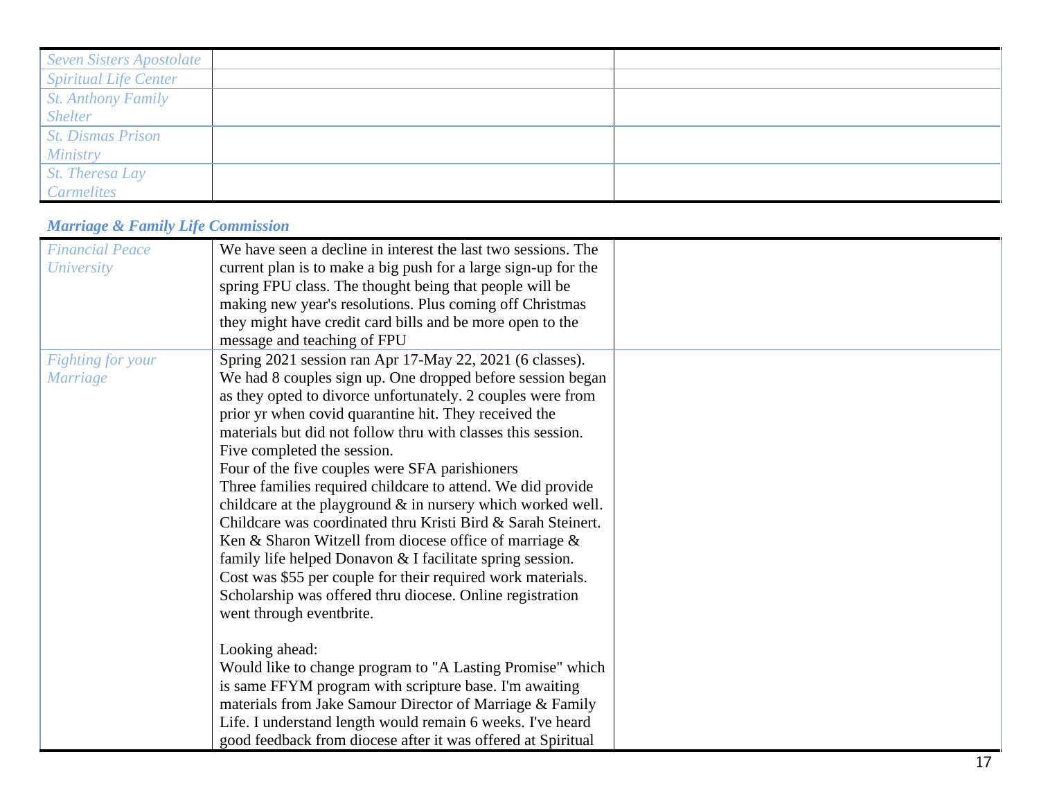| | | |
|---|---|---|
| *Seven Sisters Apostolate* | | |
| *Spiritual Life Center* | | |
| *St. Anthony Family Shelter* | | |
| *St. Dismas Prison Ministry* | | |
| *St. Theresa Lay Carmelites* | | |

### *Marriage & Family Life Commission*

| | | |
|---|---|---|
| *Financial Peace University* | We have seen a decline in interest the last two sessions. The current plan is to make a big push for a large sign-up for the spring FPU class. The thought being that people will be making new year's resolutions. Plus coming off Christmas they might have credit card bills and be more open to the message and teaching of FPU | |
| *Fighting for your Marriage* | Spring 2021 session ran Apr 17-May 22, 2021 (6 classes). We had 8 couples sign up. One dropped before session began as they opted to divorce unfortunately. 2 couples were from prior yr when covid quarantine hit. They received the materials but did not follow thru with classes this session. Five completed the session.<br>Four of the five couples were SFA parishioners<br>Three families required childcare to attend. We did provide childcare at the playground & in nursery which worked well. Childcare was coordinated thru Kristi Bird & Sarah Steinert. Ken & Sharon Witzell from diocese office of marriage & family life helped Donavon & I facilitate spring session. Cost was $55 per couple for their required work materials. Scholarship was offered thru diocese. Online registration went through eventbrite.<br><br>Looking ahead:<br>Would like to change program to "A Lasting Promise" which is same FFYM program with scripture base. I'm awaiting materials from Jake Samour Director of Marriage & Family Life. I understand length would remain 6 weeks. I've heard good feedback from diocese after it was offered at Spiritual | |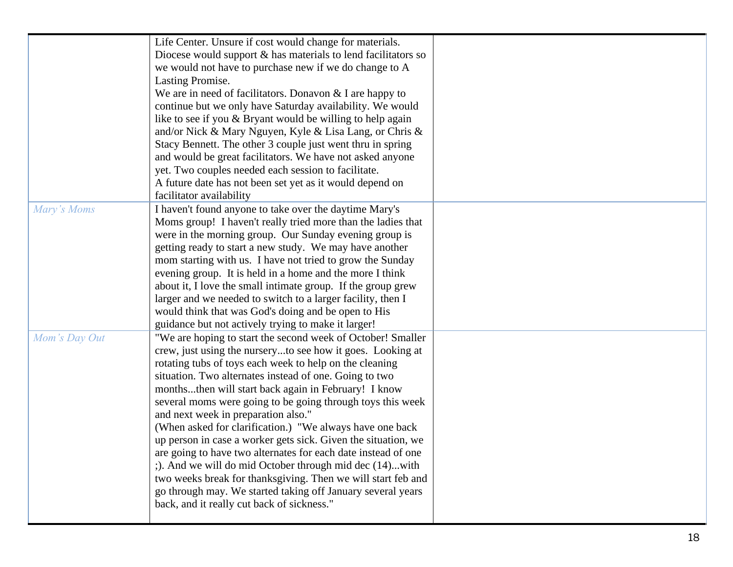| | | |
|---|---|---|
| | Life Center. Unsure if cost would change for materials. Diocese would support & has materials to lend facilitators so we would not have to purchase new if we do change to A Lasting Promise.<br>We are in need of facilitators. Donavon & I are happy to continue but we only have Saturday availability. We would like to see if you & Bryant would be willing to help again and/or Nick & Mary Nguyen, Kyle & Lisa Lang, or Chris & Stacy Bennett. The other 3 couple just went thru in spring and would be great facilitators. We have not asked anyone yet. Two couples needed each session to facilitate.<br>A future date has not been set yet as it would depend on facilitator availability | |
| *Mary's Moms* | I haven't found anyone to take over the daytime Mary's Moms group! I haven't really tried more than the ladies that were in the morning group. Our Sunday evening group is getting ready to start a new study. We may have another mom starting with us. I have not tried to grow the Sunday evening group. It is held in a home and the more I think about it, I love the small intimate group. If the group grew larger and we needed to switch to a larger facility, then I would think that was God's doing and be open to His guidance but not actively trying to make it larger! | |
| *Mom's Day Out* | "We are hoping to start the second week of October! Smaller crew, just using the nursery...to see how it goes. Looking at rotating tubs of toys each week to help on the cleaning situation. Two alternates instead of one. Going to two months...then will start back again in February! I know several moms were going to be going through toys this week and next week in preparation also."<br>(When asked for clarification.) "We always have one back up person in case a worker gets sick. Given the situation, we are going to have two alternates for each date instead of one ;). And we will do mid October through mid dec (14)...with two weeks break for thanksgiving. Then we will start feb and go through may. We started taking off January several years back, and it really cut back of sickness." | |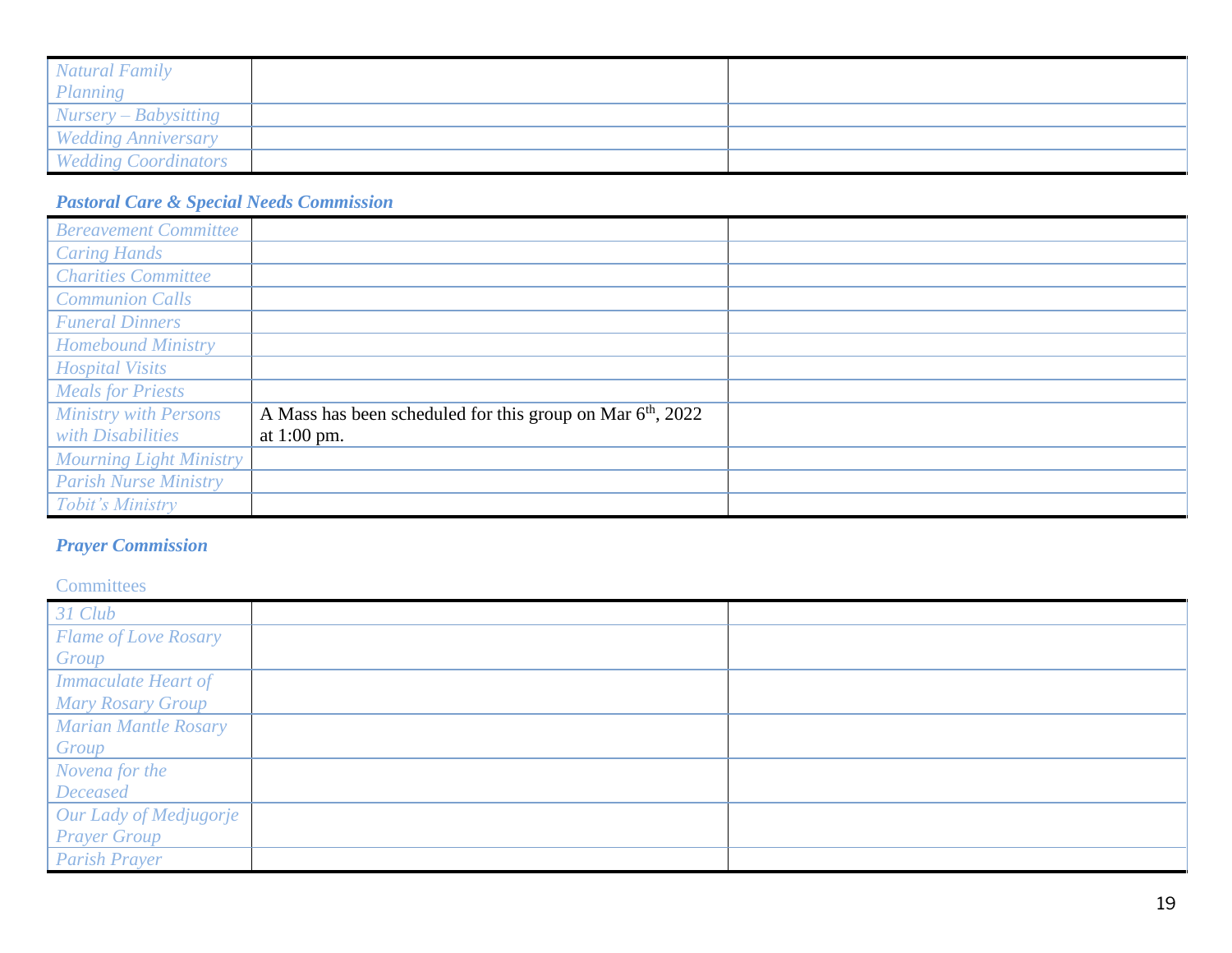| | | |
|---|---|---|
| *Natural Family Planning* | | |
| *Nursery – Babysitting* | | |
| *Wedding Anniversary* | | |
| *Wedding Coordinators* | | |

### *Pastoral Care & Special Needs Commission*

| | | |
|---|---|---|
| *Bereavement Committee* | | |
| *Caring Hands* | | |
| *Charities Committee* | | |
| *Communion Calls* | | |
| *Funeral Dinners* | | |
| *Homebound Ministry* | | |
| *Hospital Visits* | | |
| *Meals for Priests* | | |
| *Ministry with Persons with Disabilities* | A Mass has been scheduled for this group on Mar 6th, 2022 at 1:00 pm. | |
| *Mourning Light Ministry* | | |
| *Parish Nurse Ministry* | | |
| *Tobit's Ministry* | | |

### *Prayer Commission*

Committees

| | | |
|---|---|---|
| *31 Club* | | |
| *Flame of Love Rosary Group* | | |
| *Immaculate Heart of Mary Rosary Group* | | |
| *Marian Mantle Rosary Group* | | |
| *Novena for the Deceased* | | |
| *Our Lady of Medjugorje Prayer Group* | | |
| *Parish Prayer* | | |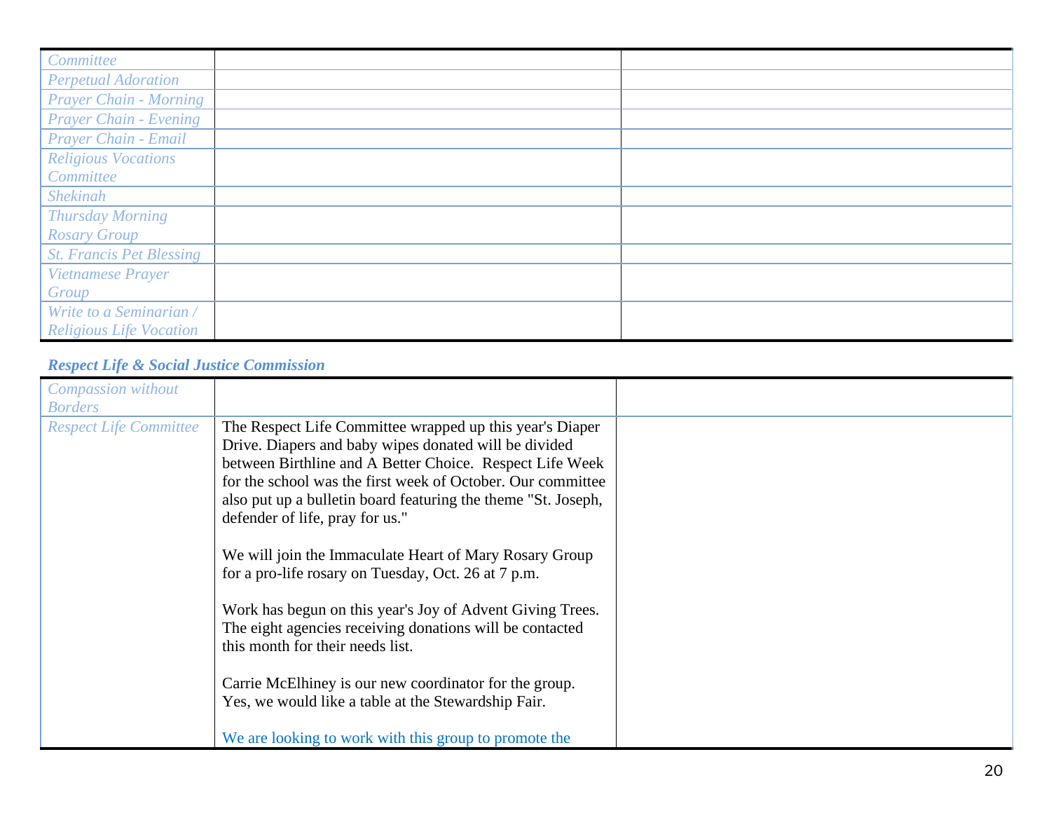| | | |
|---|---|---|
| *Committee* | | |
| *Perpetual Adoration* | | |
| *Prayer Chain - Morning* | | |
| *Prayer Chain - Evening* | | |
| *Prayer Chain - Email* | | |
| *Religious Vocations Committee* | | |
| *Shekinah* | | |
| *Thursday Morning Rosary Group* | | |
| *St. Francis Pet Blessing* | | |
| *Vietnamese Prayer Group* | | |
| *Write to a Seminarian / Religious Life Vocation* | | |

### *Respect Life & Social Justice Commission*

| | | |
|---|---|---|
| *Compassion without Borders* | | |
| *Respect Life Committee* | The Respect Life Committee wrapped up this year's Diaper Drive. Diapers and baby wipes donated will be divided between Birthline and A Better Choice. Respect Life Week for the school was the first week of October. Our committee also put up a bulletin board featuring the theme "St. Joseph, defender of life, pray for us."<br><br>We will join the Immaculate Heart of Mary Rosary Group for a pro-life rosary on Tuesday, Oct. 26 at 7 p.m.<br><br>Work has begun on this year's Joy of Advent Giving Trees. The eight agencies receiving donations will be contacted this month for their needs list.<br><br>Carrie McElhiney is our new coordinator for the group. Yes, we would like a table at the Stewardship Fair.<br><br>We are looking to work with this group to promote the | |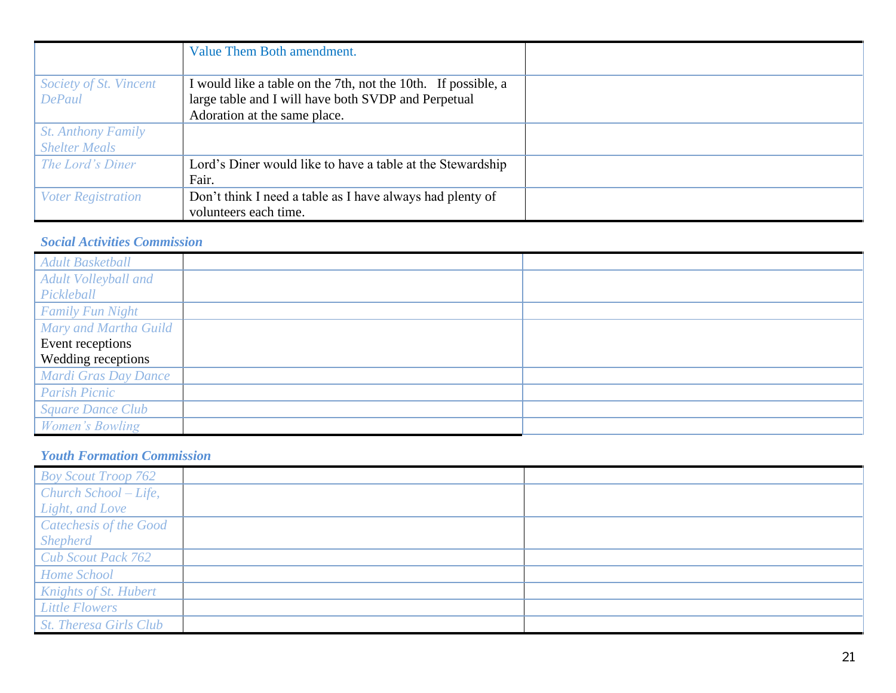| | | |
|---|---|---|
| | Value Them Both amendment. | |
| *Society of St. Vincent DePaul* | I would like a table on the 7th, not the 10th. If possible, a large table and I will have both SVDP and Perpetual Adoration at the same place. | |
| *St. Anthony Family Shelter Meals* | | |
| *The Lord's Diner* | Lord's Diner would like to have a table at the Stewardship Fair. | |
| *Voter Registration* | Don't think I need a table as I have always had plenty of volunteers each time. | |

***Social Activities Commission***

| | | |
|---|---|---|
| *Adult Basketball* | | |
| *Adult Volleyball and Pickleball* | | |
| *Family Fun Night* | | |
| *Mary and Martha Guild* Event receptions Wedding receptions | | |
| *Mardi Gras Day Dance* | | |
| *Parish Picnic* | | |
| *Square Dance Club* | | |
| *Women's Bowling* | | |

***Youth Formation Commission***

| | | |
|---|---|---|
| *Boy Scout Troop 762* | | |
| *Church School – Life, Light, and Love* | | |
| *Catechesis of the Good Shepherd* | | |
| *Cub Scout Pack 762* | | |
| *Home School* | | |
| *Knights of St. Hubert* | | |
| *Little Flowers* | | |
| *St. Theresa Girls Club* | | |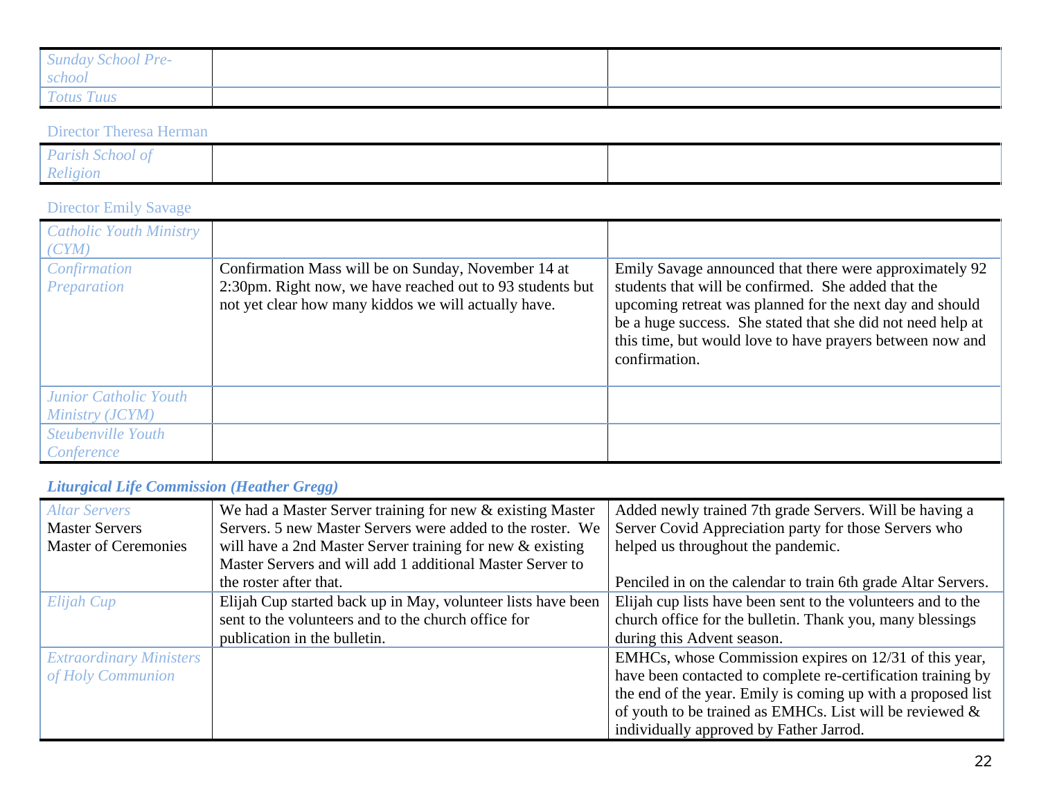| | | |
|---|---|---|
| *Sunday School Pre-school* | | |
| *Totus Tuus* | | |

Director Theresa Herman

| | | |
|---|---|---|
| *Parish School of Religion* | | |

Director Emily Savage

| | | |
|---|---|---|
| *Catholic Youth Ministry (CYM)* | | |
| *Confirmation Preparation* | Confirmation Mass will be on Sunday, November 14 at 2:30pm. Right now, we have reached out to 93 students but not yet clear how many kiddos we will actually have. | Emily Savage announced that there were approximately 92 students that will be confirmed. She added that the upcoming retreat was planned for the next day and should be a huge success. She stated that she did not need help at this time, but would love to have prayers between now and confirmation. |
| *Junior Catholic Youth Ministry (JCYM)* | | |
| *Steubenville Youth Conference* | | |

***Liturgical Life Commission (Heather Gregg)***

| | | |
|---|---|---|
| *Altar Servers*<br>Master Servers<br>Master of Ceremonies | We had a Master Server training for new & existing Master Servers. 5 new Master Servers were added to the roster. We will have a 2nd Master Server training for new & existing Master Servers and will add 1 additional Master Server to the roster after that. | Added newly trained 7th grade Servers. Will be having a Server Covid Appreciation party for those Servers who helped us throughout the pandemic.<br><br>Penciled in on the calendar to train 6th grade Altar Servers. |
| *Elijah Cup* | Elijah Cup started back up in May, volunteer lists have been sent to the volunteers and to the church office for publication in the bulletin. | Elijah cup lists have been sent to the volunteers and to the church office for the bulletin. Thank you, many blessings during this Advent season. |
| *Extraordinary Ministers of Holy Communion* | | EMHCs, whose Commission expires on 12/31 of this year, have been contacted to complete re-certification training by the end of the year. Emily is coming up with a proposed list of youth to be trained as EMHCs. List will be reviewed & individually approved by Father Jarrod. |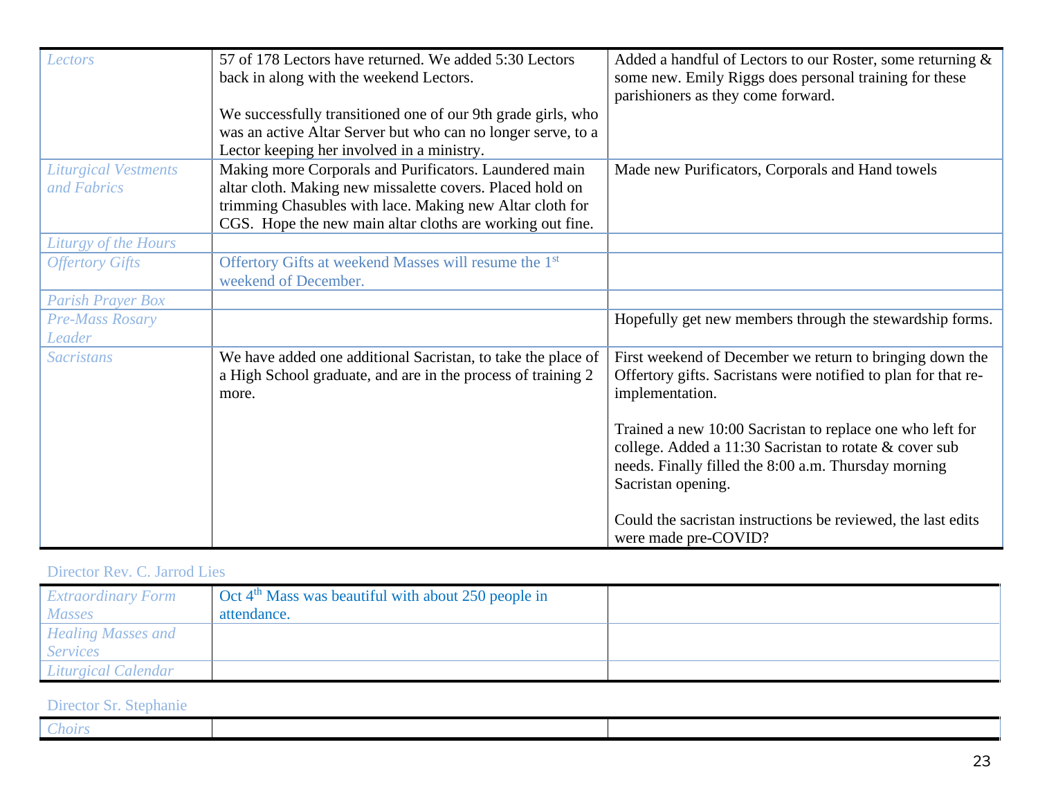| | | |
|---|---|---|
| *Lectors* | 57 of 178 Lectors have returned. We added 5:30 Lectors back in along with the weekend Lectors.<br><br>We successfully transitioned one of our 9th grade girls, who was an active Altar Server but who can no longer serve, to a Lector keeping her involved in a ministry. | Added a handful of Lectors to our Roster, some returning & some new. Emily Riggs does personal training for these parishioners as they come forward. |
| *Liturgical Vestments and Fabrics* | Making more Corporals and Purificators. Laundered main altar cloth. Making new missalette covers. Placed hold on trimming Chasubles with lace. Making new Altar cloth for CGS. Hope the new main altar cloths are working out fine. | Made new Purificators, Corporals and Hand towels |
| *Liturgy of the Hours* | | |
| *Offertory Gifts* | Offertory Gifts at weekend Masses will resume the 1st weekend of December. | |
| *Parish Prayer Box* | | |
| *Pre-Mass Rosary Leader* | | Hopefully get new members through the stewardship forms. |
| *Sacristans* | We have added one additional Sacristan, to take the place of a High School graduate, and are in the process of training 2 more. | First weekend of December we return to bringing down the Offertory gifts. Sacristans were notified to plan for that re-implementation.<br><br>Trained a new 10:00 Sacristan to replace one who left for college. Added a 11:30 Sacristan to rotate & cover sub needs. Finally filled the 8:00 a.m. Thursday morning Sacristan opening.<br><br>Could the sacristan instructions be reviewed, the last edits were made pre-COVID? |

Director Rev. C. Jarrod Lies

| | | |
|---|---|---|
| *Extraordinary Form Masses* | Oct 4th Mass was beautiful with about 250 people in attendance. | |
| *Healing Masses and Services* | | |
| *Liturgical Calendar* | | |

Director Sr. Stephanie

| | | |
|---|---|---|
| *Choirs* | | |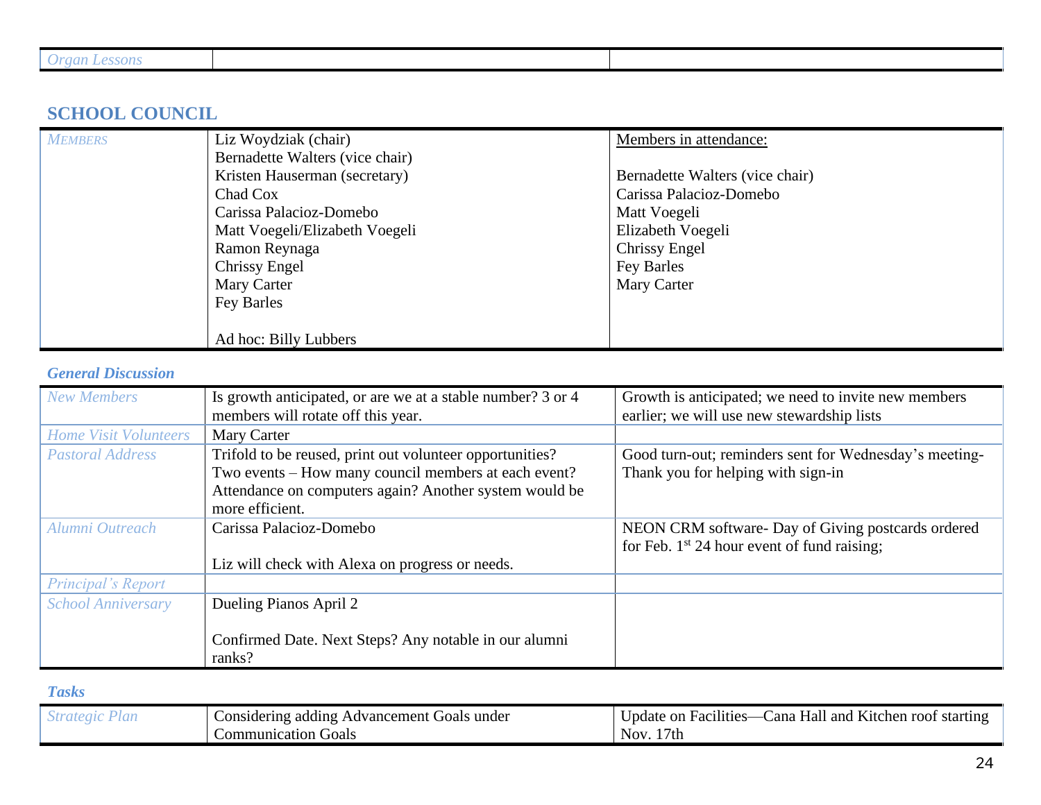| | | |
|---|---|---|
| *Organ Lessons* | | |

## SCHOOL COUNCIL

| | | |
|---|---|---|
| *MEMBERS* | Liz Woydziak (chair)<br>Bernadette Walters (vice chair)<br>Kristen Hauserman (secretary)<br>Chad Cox<br>Carissa Palacioz-Domebo<br>Matt Voegeli/Elizabeth Voegeli<br>Ramon Reynaga<br>Chrissy Engel<br>Mary Carter<br>Fey Barles<br><br>Ad hoc: Billy Lubbers | Members in attendance:<br><br>Bernadette Walters (vice chair)<br>Carissa Palacioz-Domebo<br>Matt Voegeli<br>Elizabeth Voegeli<br>Chrissy Engel<br>Fey Barles<br>Mary Carter |

### *General Discussion*

| | | |
|---|---|---|
| *New Members* | Is growth anticipated, or are we at a stable number? 3 or 4 members will rotate off this year. | Growth is anticipated; we need to invite new members earlier; we will use new stewardship lists |
| *Home Visit Volunteers* | Mary Carter | |
| *Pastoral Address* | Trifold to be reused, print out volunteer opportunities? Two events – How many council members at each event? Attendance on computers again? Another system would be more efficient. | Good turn-out; reminders sent for Wednesday's meeting- Thank you for helping with sign-in |
| *Alumni Outreach* | Carissa Palacioz-Domebo<br><br>Liz will check with Alexa on progress or needs. | NEON CRM software- Day of Giving postcards ordered for Feb. 1st 24 hour event of fund raising; |
| *Principal's Report* | | |
| *School Anniversary* | Dueling Pianos April 2<br><br>Confirmed Date. Next Steps? Any notable in our alumni ranks? | |

### *Tasks*

| | | |
|---|---|---|
| *Strategic Plan* | Considering adding Advancement Goals under Communication Goals | Update on Facilities—Cana Hall and Kitchen roof starting Nov. 17th |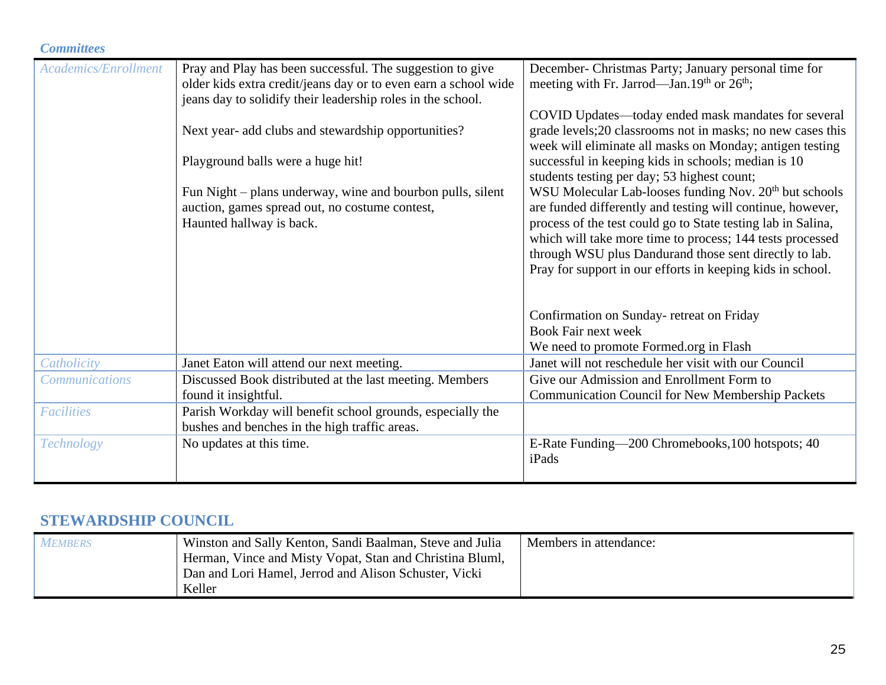***Committees***

| | | |
|---|---|---|
| *Academics/Enrollment* | Pray and Play has been successful. The suggestion to give older kids extra credit/jeans day or to even earn a school wide jeans day to solidify their leadership roles in the school.<br><br>Next year- add clubs and stewardship opportunities?<br><br>Playground balls were a huge hit!<br><br>Fun Night – plans underway, wine and bourbon pulls, silent auction, games spread out, no costume contest,<br>Haunted hallway is back. | December- Christmas Party; January personal time for meeting with Fr. Jarrod—Jan.19th or 26th;<br><br>COVID Updates—today ended mask mandates for several grade levels;20 classrooms not in masks; no new cases this week will eliminate all masks on Monday; antigen testing successful in keeping kids in schools; median is 10 students testing per day; 53 highest count;<br>WSU Molecular Lab-looses funding Nov. 20th but schools are funded differently and testing will continue, however, process of the test could go to State testing lab in Salina, which will take more time to process; 144 tests processed through WSU plus Dandurand those sent directly to lab.<br>Pray for support in our efforts in keeping kids in school.<br><br>Confirmation on Sunday- retreat on Friday<br>Book Fair next week<br>We need to promote Formed.org in Flash |
| *Catholicity* | Janet Eaton will attend our next meeting. | Janet will not reschedule her visit with our Council |
| *Communications* | Discussed Book distributed at the last meeting. Members found it insightful. | Give our Admission and Enrollment Form to Communication Council for New Membership Packets |
| *Facilities* | Parish Workday will benefit school grounds, especially the bushes and benches in the high traffic areas. | |
| *Technology* | No updates at this time. | E-Rate Funding—200 Chromebooks,100 hotspots; 40 iPads |

## STEWARDSHIP COUNCIL

| | | |
|---|---|---|
| *MEMBERS* | Winston and Sally Kenton, Sandi Baalman, Steve and Julia Herman, Vince and Misty Vopat, Stan and Christina Bluml, Dan and Lori Hamel, Jerrod and Alison Schuster, Vicki Keller | Members in attendance: |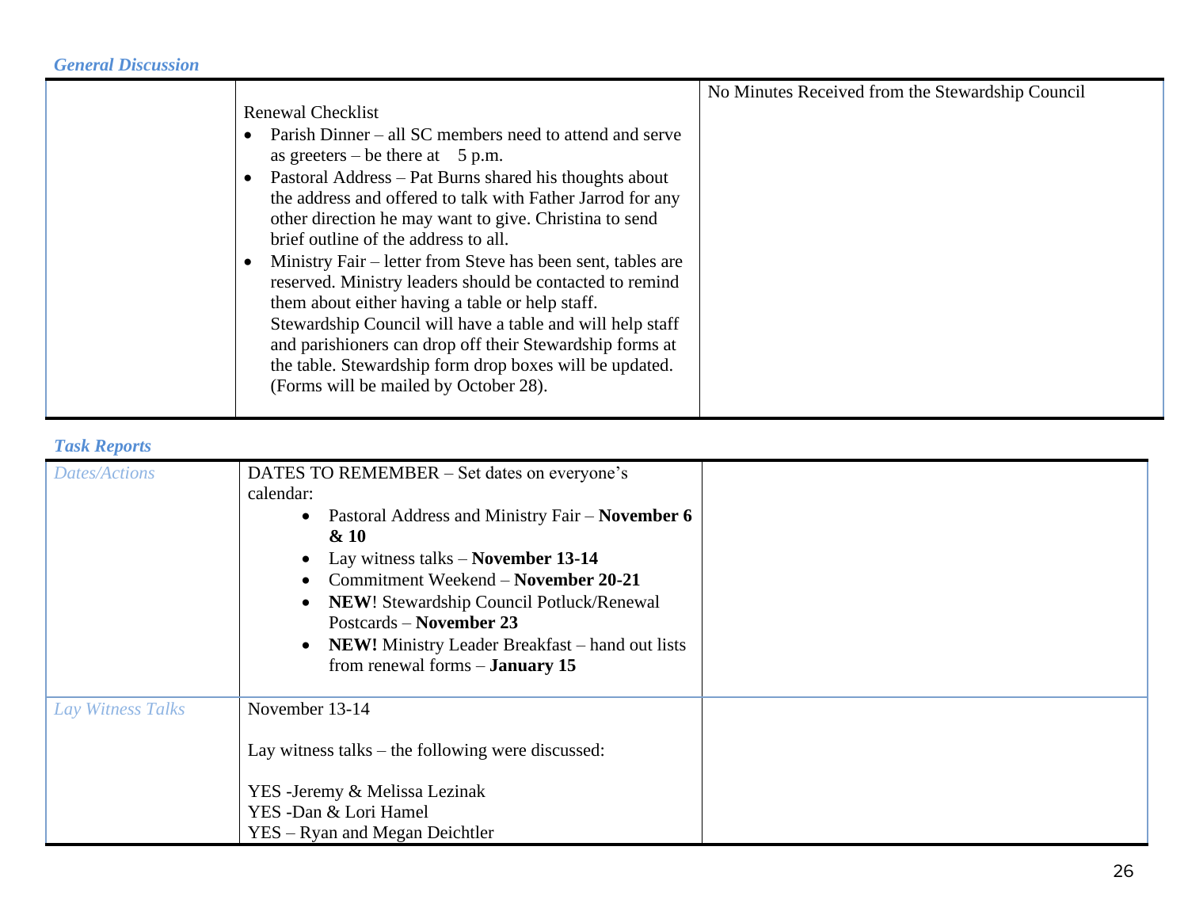### *General Discussion*

| | | |
|---|---|---|
| | Renewal Checklist<br>• Parish Dinner – all SC members need to attend and serve as greeters – be there at 5 p.m.<br>• Pastoral Address – Pat Burns shared his thoughts about the address and offered to talk with Father Jarrod for any other direction he may want to give. Christina to send brief outline of the address to all.<br>• Ministry Fair – letter from Steve has been sent, tables are reserved. Ministry leaders should be contacted to remind them about either having a table or help staff. Stewardship Council will have a table and will help staff and parishioners can drop off their Stewardship forms at the table. Stewardship form drop boxes will be updated. (Forms will be mailed by October 28). | No Minutes Received from the Stewardship Council |

### *Task Reports*

| | | |
|---|---|---|
| *Dates/Actions* | DATES TO REMEMBER – Set dates on everyone's calendar:<br>• Pastoral Address and Ministry Fair – **November 6 & 10**<br>• Lay witness talks – **November 13-14**<br>• Commitment Weekend – **November 20-21**<br>• **NEW**! Stewardship Council Potluck/Renewal Postcards – **November 23**<br>• **NEW!** Ministry Leader Breakfast – hand out lists from renewal forms – **January 15** | |
| *Lay Witness Talks* | November 13-14<br><br>Lay witness talks – the following were discussed:<br><br>YES -Jeremy & Melissa Lezinak<br>YES -Dan & Lori Hamel<br>YES – Ryan and Megan Deichtler | |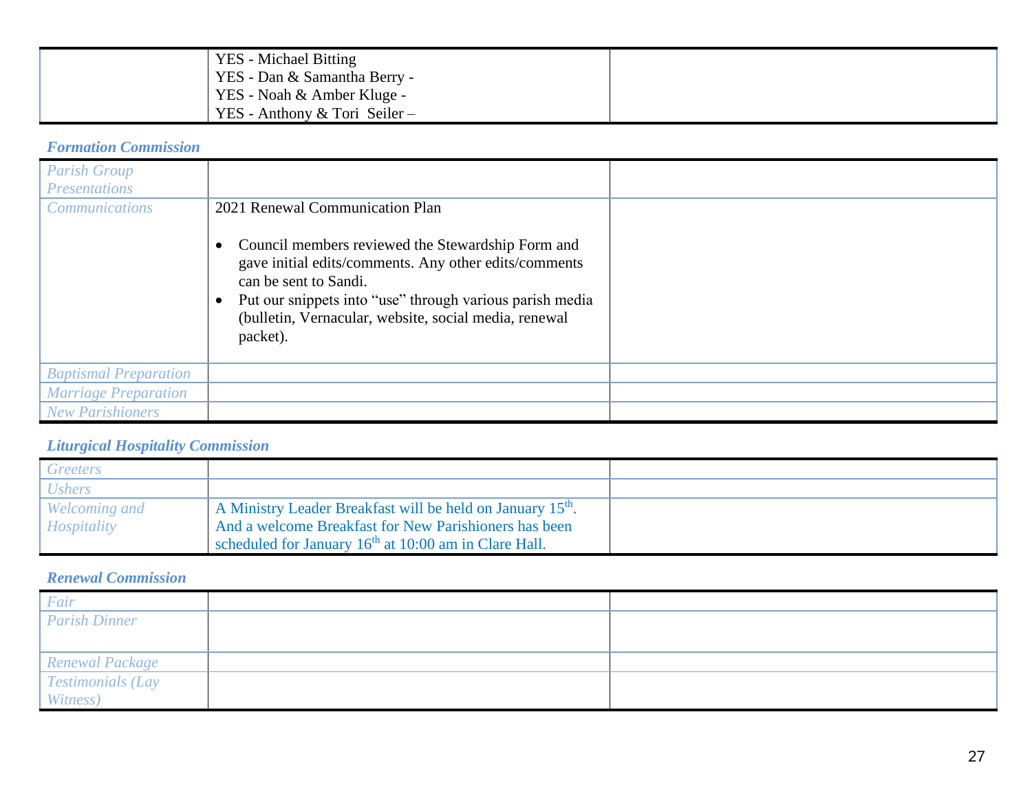| | | |
|---|---|---|
| | YES - Michael Bitting<br>YES - Dan & Samantha Berry -<br>YES - Noah & Amber Kluge -<br>YES - Anthony & Tori Seiler – | |

### *Formation Commission*

| | | |
|---|---|---|
| *Parish Group Presentations* | | |
| *Communications* | 2021 Renewal Communication Plan<br><br>• Council members reviewed the Stewardship Form and gave initial edits/comments. Any other edits/comments can be sent to Sandi.<br>• Put our snippets into "use" through various parish media (bulletin, Vernacular, website, social media, renewal packet). | |
| *Baptismal Preparation* | | |
| *Marriage Preparation* | | |
| *New Parishioners* | | |

### *Liturgical Hospitality Commission*

| | | |
|---|---|---|
| *Greeters* | | |
| *Ushers* | | |
| *Welcoming and Hospitality* | A Ministry Leader Breakfast will be held on January 15th. And a welcome Breakfast for New Parishioners has been scheduled for January 16th at 10:00 am in Clare Hall. | |

### *Renewal Commission*

| | | |
|---|---|---|
| *Fair* | | |
| *Parish Dinner* | | |
| *Renewal Package* | | |
| *Testimonials (Lay Witness)* | | |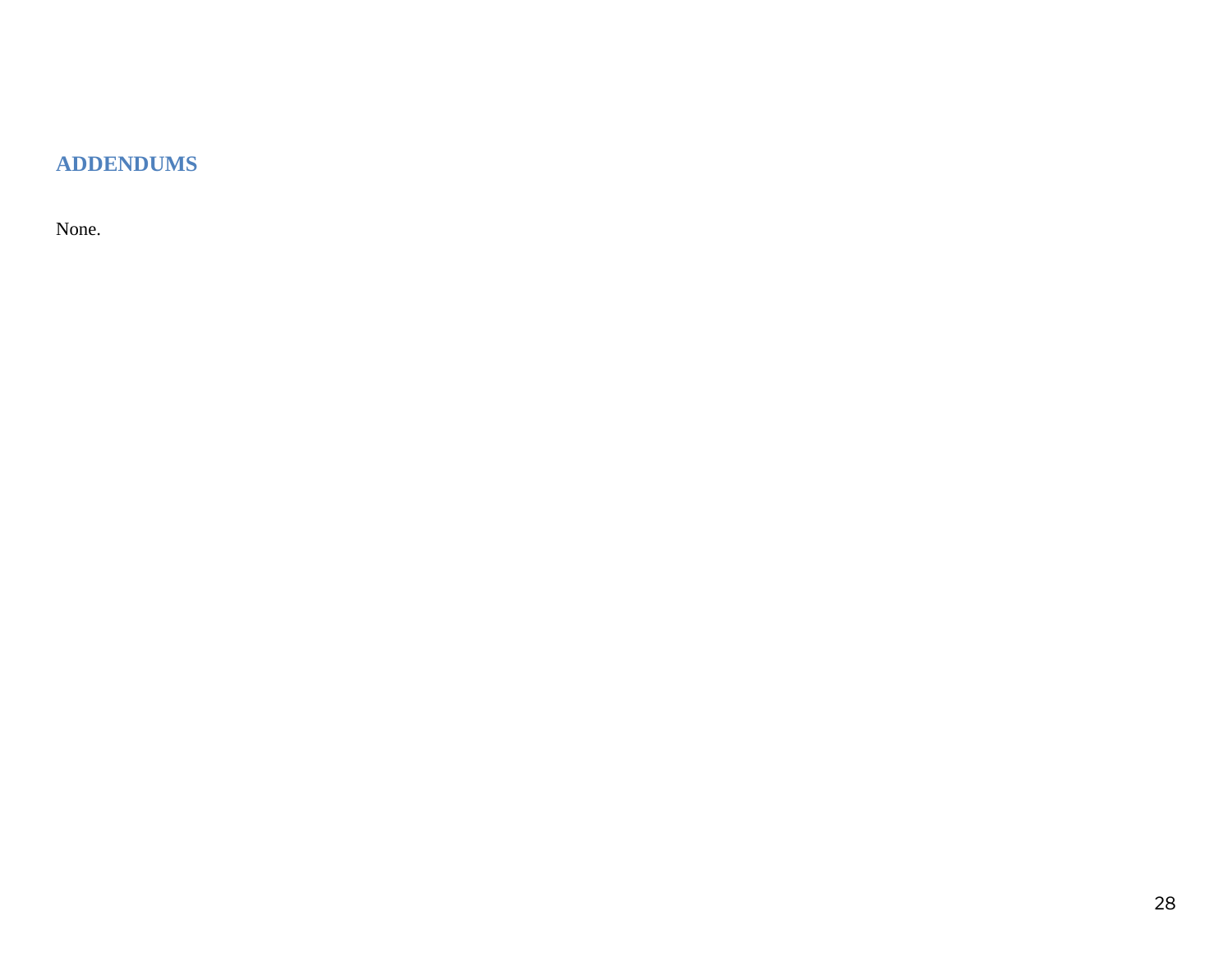## ADDENDUMS

None.